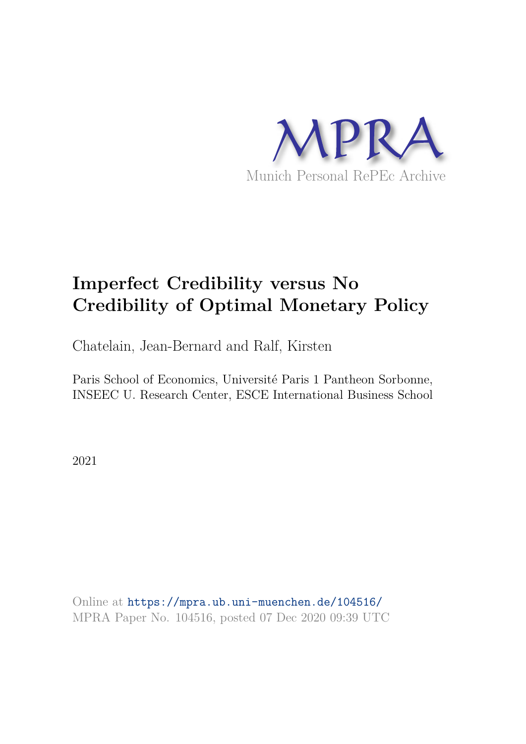MPRA

Munich Personal RePEc Archive

# Imperfect Credibility versus No Credibility of Optimal Monetary Policy

Chatelain, Jean-Bernard and Ralf, Kirsten

Paris School of Economics, Université Paris 1 Pantheon Sorbonne, INSEEC U. Research Center, ESCE International Business School

2021

Online at https://mpra.ub.uni-muenchen.de/104516/
MPRA Paper No. 104516, posted 07 Dec 2020 09:39 UTC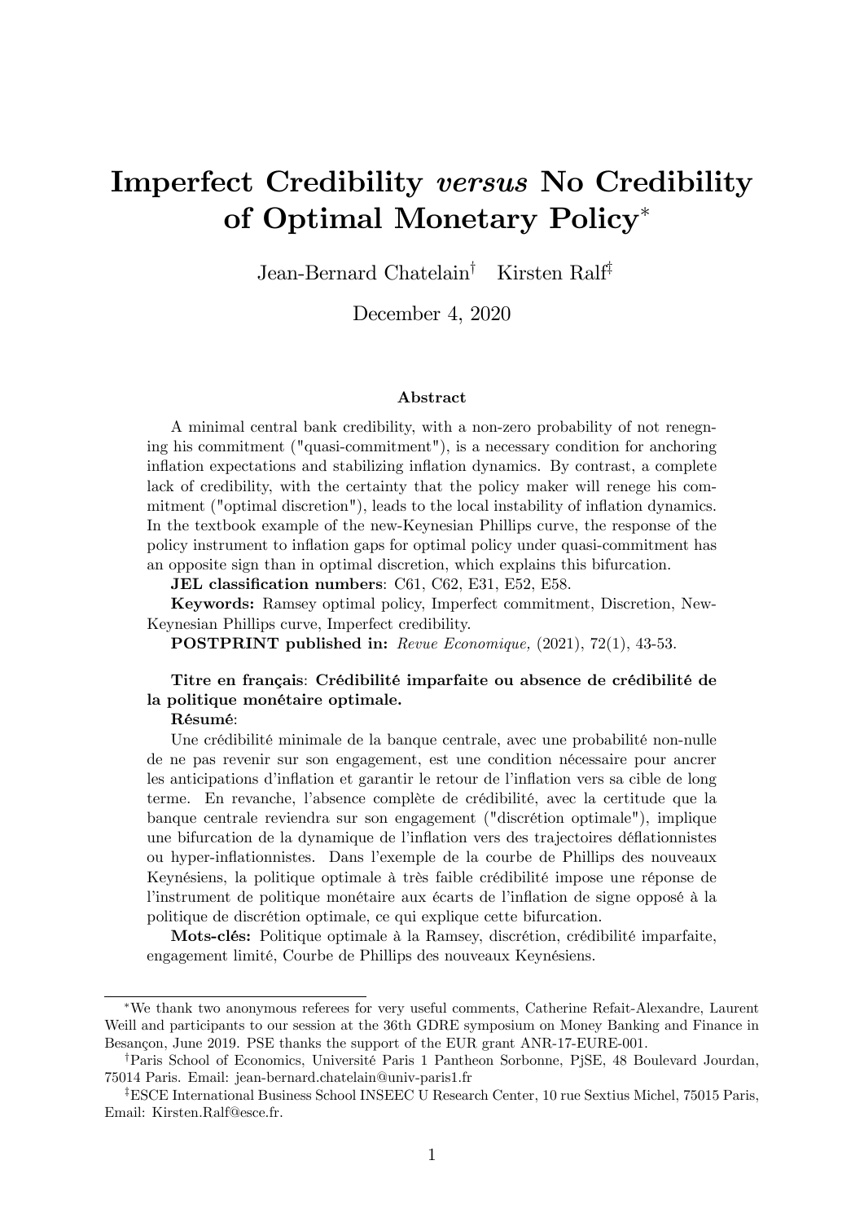# Imperfect Credibility *versus* No Credibility of Optimal Monetary Policy[*]

Jean-Bernard Chatelain[†] Kirsten Ralf[‡]

December 4, 2020

### Abstract

A minimal central bank credibility, with a non-zero probability of not renegning his commitment ("quasi-commitment"), is a necessary condition for anchoring inflation expectations and stabilizing inflation dynamics. By contrast, a complete lack of credibility, with the certainty that the policy maker will renege his commitment ("optimal discretion"), leads to the local instability of inflation dynamics. In the textbook example of the new-Keynesian Phillips curve, the response of the policy instrument to inflation gaps for optimal policy under quasi-commitment has an opposite sign than in optimal discretion, which explains this bifurcation.

**JEL classification numbers**: C61, C62, E31, E52, E58.

**Keywords:** Ramsey optimal policy, Imperfect commitment, Discretion, New-Keynesian Phillips curve, Imperfect credibility.

**POSTPRINT published in:** *Revue Economique,* (2021), 72(1), 43-53.

**Titre en français**: **Crédibilité imparfaite ou absence de crédibilité de la politique monétaire optimale.**

**Résumé**:

Une crédibilité minimale de la banque centrale, avec une probabilité non-nulle de ne pas revenir sur son engagement, est une condition nécessaire pour ancrer les anticipations d'inflation et garantir le retour de l'inflation vers sa cible de long terme. En revanche, l'absence complète de crédibilité, avec la certitude que la banque centrale reviendra sur son engagement ("discrétion optimale"), implique une bifurcation de la dynamique de l'inflation vers des trajectoires déflationnistes ou hyper-inflationnistes. Dans l'exemple de la courbe de Phillips des nouveaux Keynésiens, la politique optimale à très faible crédibilité impose une réponse de l'instrument de politique monétaire aux écarts de l'inflation de signe opposé à la politique de discrétion optimale, ce qui explique cette bifurcation.

**Mots-clés:** Politique optimale à la Ramsey, discrétion, crédibilité imparfaite, engagement limité, Courbe de Phillips des nouveaux Keynésiens.

---

[*] We thank two anonymous referees for very useful comments, Catherine Refait-Alexandre, Laurent Weill and participants to our session at the 36th GDRE symposium on Money Banking and Finance in Besançon, June 2019. PSE thanks the support of the EUR grant ANR-17-EURE-001.

[†] Paris School of Economics, Université Paris 1 Pantheon Sorbonne, PjSE, 48 Boulevard Jourdan, 75014 Paris. Email: jean-bernard.chatelain@univ-paris1.fr

[‡] ESCE International Business School INSEEC U Research Center, 10 rue Sextius Michel, 75015 Paris, Email: Kirsten.Ralf@esce.fr.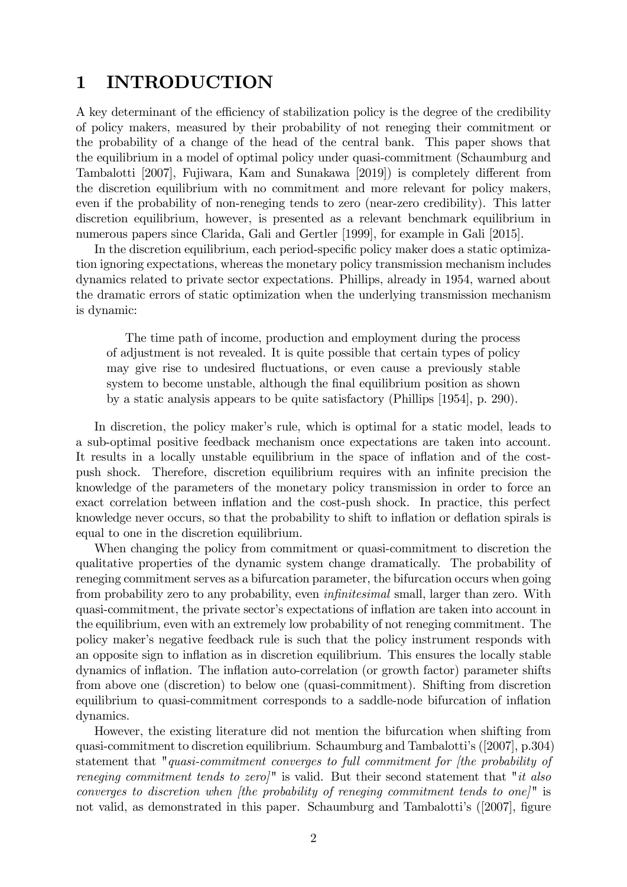# 1 INTRODUCTION

A key determinant of the efficiency of stabilization policy is the degree of the credibility of policy makers, measured by their probability of not reneging their commitment or the probability of a change of the head of the central bank. This paper shows that the equilibrium in a model of optimal policy under quasi-commitment (Schaumburg and Tambalotti [2007], Fujiwara, Kam and Sunakawa [2019]) is completely different from the discretion equilibrium with no commitment and more relevant for policy makers, even if the probability of non-reneging tends to zero (near-zero credibility). This latter discretion equilibrium, however, is presented as a relevant benchmark equilibrium in numerous papers since Clarida, Gali and Gertler [1999], for example in Gali [2015].

In the discretion equilibrium, each period-specific policy maker does a static optimization ignoring expectations, whereas the monetary policy transmission mechanism includes dynamics related to private sector expectations. Phillips, already in 1954, warned about the dramatic errors of static optimization when the underlying transmission mechanism is dynamic:

> The time path of income, production and employment during the process of adjustment is not revealed. It is quite possible that certain types of policy may give rise to undesired fluctuations, or even cause a previously stable system to become unstable, although the final equilibrium position as shown by a static analysis appears to be quite satisfactory (Phillips [1954], p. 290).

In discretion, the policy maker's rule, which is optimal for a static model, leads to a sub-optimal positive feedback mechanism once expectations are taken into account. It results in a locally unstable equilibrium in the space of inflation and of the cost-push shock. Therefore, discretion equilibrium requires with an infinite precision the knowledge of the parameters of the monetary policy transmission in order to force an exact correlation between inflation and the cost-push shock. In practice, this perfect knowledge never occurs, so that the probability to shift to inflation or deflation spirals is equal to one in the discretion equilibrium.

When changing the policy from commitment or quasi-commitment to discretion the qualitative properties of the dynamic system change dramatically. The probability of reneging commitment serves as a bifurcation parameter, the bifurcation occurs when going from probability zero to any probability, even *infinitesimal* small, larger than zero. With quasi-commitment, the private sector's expectations of inflation are taken into account in the equilibrium, even with an extremely low probability of not reneging commitment. The policy maker's negative feedback rule is such that the policy instrument responds with an opposite sign to inflation as in discretion equilibrium. This ensures the locally stable dynamics of inflation. The inflation auto-correlation (or growth factor) parameter shifts from above one (discretion) to below one (quasi-commitment). Shifting from discretion equilibrium to quasi-commitment corresponds to a saddle-node bifurcation of inflation dynamics.

However, the existing literature did not mention the bifurcation when shifting from quasi-commitment to discretion equilibrium. Schaumburg and Tambalotti's ([2007], p.304) statement that "*quasi-commitment converges to full commitment for [the probability of reneging commitment tends to zero]*" is valid. But their second statement that "*it also converges to discretion when [the probability of reneging commitment tends to one]*" is not valid, as demonstrated in this paper. Schaumburg and Tambalotti's ([2007], figure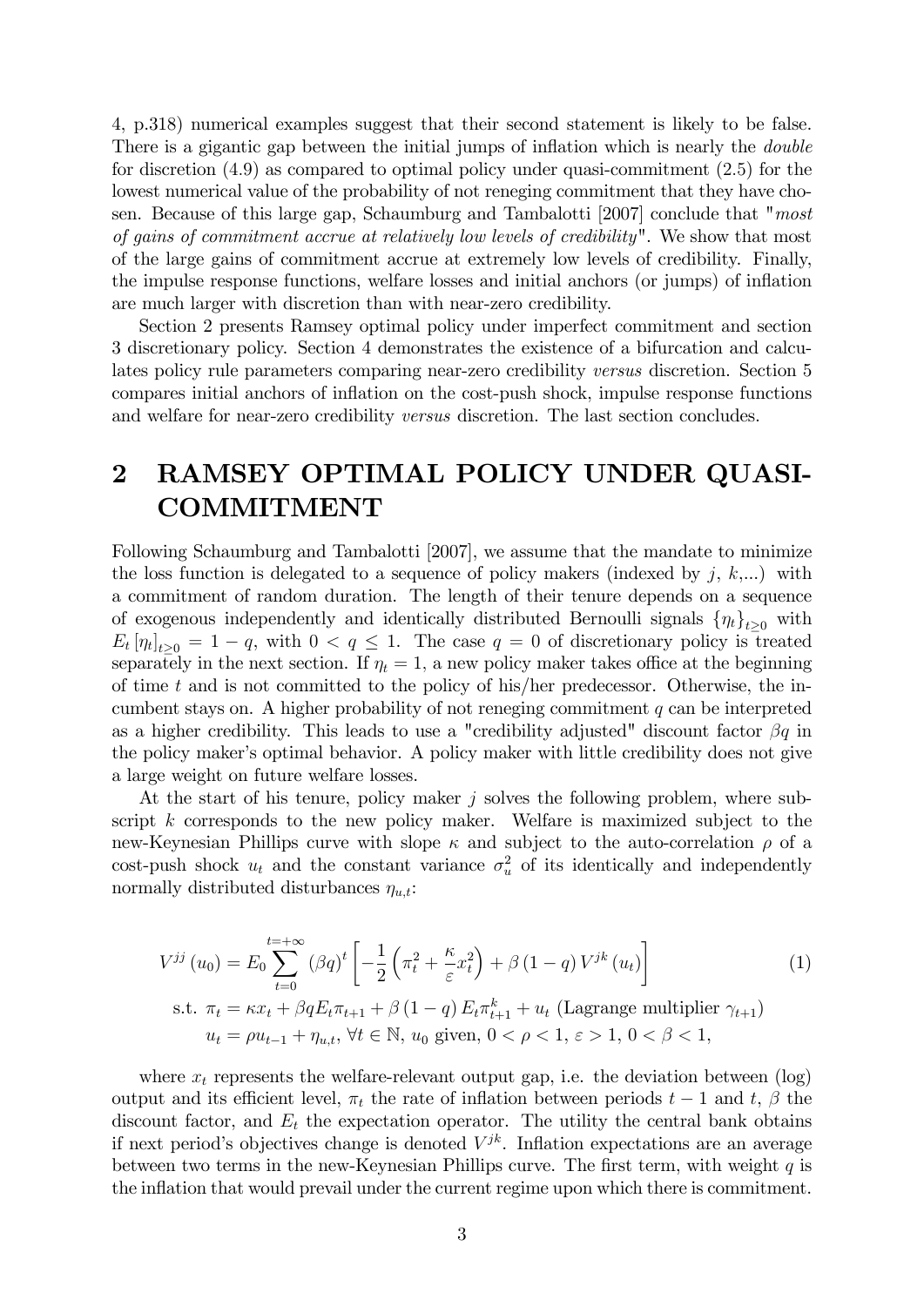4, p.318) numerical examples suggest that their second statement is likely to be false. There is a gigantic gap between the initial jumps of inflation which is nearly the *double* for discretion (4.9) as compared to optimal policy under quasi-commitment (2.5) for the lowest numerical value of the probability of not reneging commitment that they have chosen. Because of this large gap, Schaumburg and Tambalotti [2007] conclude that "*most of gains of commitment accrue at relatively low levels of credibility*". We show that most of the large gains of commitment accrue at extremely low levels of credibility. Finally, the impulse response functions, welfare losses and initial anchors (or jumps) of inflation are much larger with discretion than with near-zero credibility.

Section 2 presents Ramsey optimal policy under imperfect commitment and section 3 discretionary policy. Section 4 demonstrates the existence of a bifurcation and calculates policy rule parameters comparing near-zero credibility *versus* discretion. Section 5 compares initial anchors of inflation on the cost-push shock, impulse response functions and welfare for near-zero credibility *versus* discretion. The last section concludes.

# 2 RAMSEY OPTIMAL POLICY UNDER QUASI-COMMITMENT

Following Schaumburg and Tambalotti [2007], we assume that the mandate to minimize the loss function is delegated to a sequence of policy makers (indexed by $j$, $k$,...) with a commitment of random duration. The length of their tenure depends on a sequence of exogenous independently and identically distributed Bernoulli signals $\{\eta_t\}_{t\geq 0}$ with $E_t[\eta_t]_{t\geq 0} = 1 - q$, with $0 < q \leq 1$. The case $q = 0$ of discretionary policy is treated separately in the next section. If $\eta_t = 1$, a new policy maker takes office at the beginning of time $t$ and is not committed to the policy of his/her predecessor. Otherwise, the incumbent stays on. A higher probability of not reneging commitment $q$ can be interpreted as a higher credibility. This leads to use a "credibility adjusted" discount factor $\beta q$ in the policy maker's optimal behavior. A policy maker with little credibility does not give a large weight on future welfare losses.

At the start of his tenure, policy maker $j$ solves the following problem, where subscript $k$ corresponds to the new policy maker. Welfare is maximized subject to the new-Keynesian Phillips curve with slope $\kappa$ and subject to the auto-correlation $\rho$ of a cost-push shock $u_t$ and the constant variance $\sigma_u^2$ of its identically and independently normally distributed disturbances $\eta_{u,t}$:

$$
\begin{aligned}
V^{jj}(u_0) &= E_0 \sum_{t=0}^{t=+\infty} (\beta q)^t \left[ -\frac{1}{2}\left(\pi_t^2 + \frac{\kappa}{\varepsilon} x_t^2\right) + \beta(1-q) V^{jk}(u_t) \right] \qquad (1) \\
\text{s.t. } \pi_t &= \kappa x_t + \beta q E_t \pi_{t+1} + \beta(1-q) E_t \pi_{t+1}^k + u_t \text{ (Lagrange multiplier } \gamma_{t+1}) \\
u_t &= \rho u_{t-1} + \eta_{u,t}, \ \forall t \in \mathbb{N}, \ u_0 \text{ given}, \ 0 < \rho < 1, \ \varepsilon > 1, \ 0 < \beta < 1,
\end{aligned}
$$

where $x_t$ represents the welfare-relevant output gap, i.e. the deviation between (log) output and its efficient level, $\pi_t$ the rate of inflation between periods $t-1$ and $t$, $\beta$ the discount factor, and $E_t$ the expectation operator. The utility the central bank obtains if next period's objectives change is denoted $V^{jk}$. Inflation expectations are an average between two terms in the new-Keynesian Phillips curve. The first term, with weight $q$ is the inflation that would prevail under the current regime upon which there is commitment.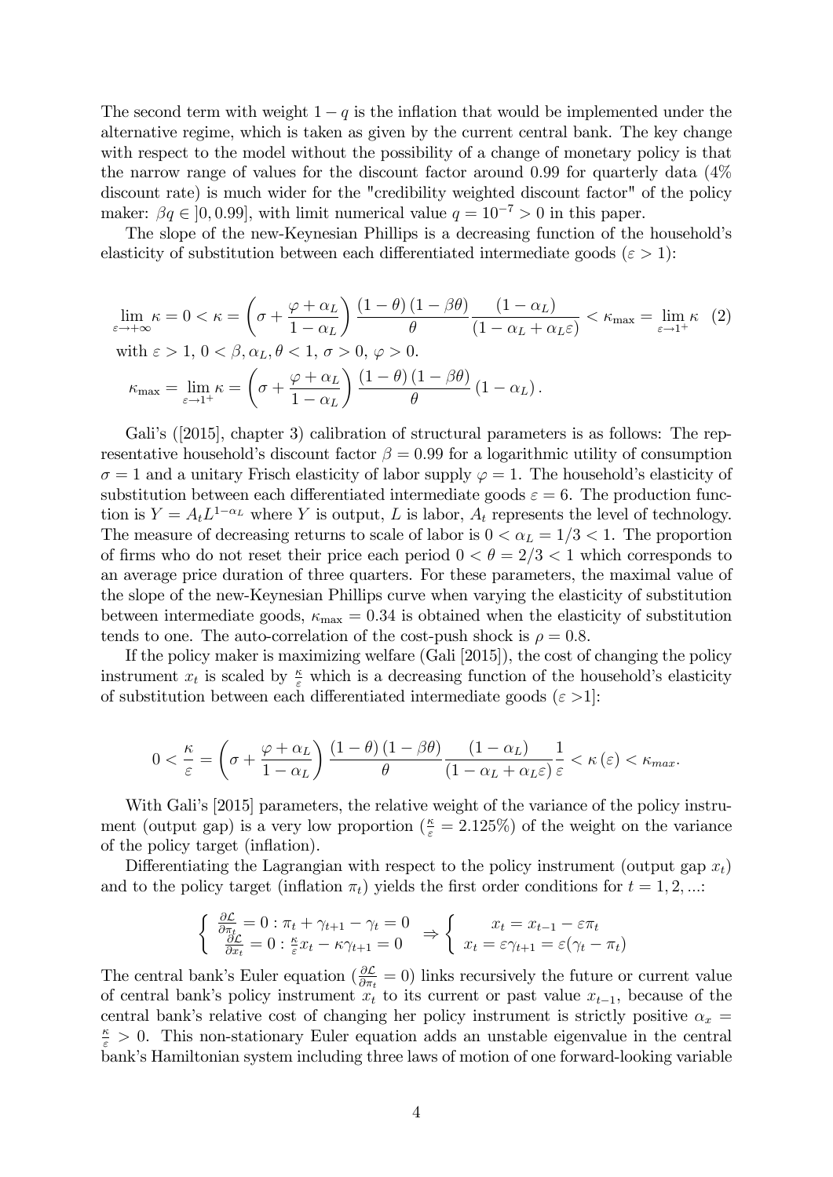The second term with weight $1-q$ is the inflation that would be implemented under the alternative regime, which is taken as given by the current central bank. The key change with respect to the model without the possibility of a change of monetary policy is that the narrow range of values for the discount factor around 0.99 for quarterly data (4% discount rate) is much wider for the "credibility weighted discount factor" of the policy maker: $\beta q \in ]0, 0.99]$, with limit numerical value $q = 10^{-7} > 0$ in this paper.

The slope of the new-Keynesian Phillips is a decreasing function of the household's elasticity of substitution between each differentiated intermediate goods ($\varepsilon > 1$):

$$\lim_{\varepsilon \to +\infty} \kappa = 0 < \kappa = \left(\sigma + \frac{\varphi + \alpha_L}{1-\alpha_L}\right) \frac{(1-\theta)(1-\beta\theta)}{\theta} \frac{(1-\alpha_L)}{(1-\alpha_L+\alpha_L\varepsilon)} < \kappa_{\max} = \lim_{\varepsilon \to 1^+} \kappa \quad (2)$$

with $\varepsilon > 1$, $0 < \beta, \alpha_L, \theta < 1$, $\sigma > 0$, $\varphi > 0$.

$$\kappa_{\max} = \lim_{\varepsilon \to 1^+} \kappa = \left(\sigma + \frac{\varphi + \alpha_L}{1-\alpha_L}\right) \frac{(1-\theta)(1-\beta\theta)}{\theta} (1-\alpha_L).$$

Gali's ([2015], chapter 3) calibration of structural parameters is as follows: The representative household's discount factor $\beta = 0.99$ for a logarithmic utility of consumption $\sigma = 1$ and a unitary Frisch elasticity of labor supply $\varphi = 1$. The household's elasticity of substitution between each differentiated intermediate goods $\varepsilon = 6$. The production function is $Y = A_t L^{1-\alpha_L}$ where $Y$ is output, $L$ is labor, $A_t$ represents the level of technology. The measure of decreasing returns to scale of labor is $0 < \alpha_L = 1/3 < 1$. The proportion of firms who do not reset their price each period $0 < \theta = 2/3 < 1$ which corresponds to an average price duration of three quarters. For these parameters, the maximal value of the slope of the new-Keynesian Phillips curve when varying the elasticity of substitution between intermediate goods, $\kappa_{\max} = 0.34$ is obtained when the elasticity of substitution tends to one. The auto-correlation of the cost-push shock is $\rho = 0.8$.

If the policy maker is maximizing welfare (Gali [2015]), the cost of changing the policy instrument $x_t$ is scaled by $\frac{\kappa}{\varepsilon}$ which is a decreasing function of the household's elasticity of substitution between each differentiated intermediate goods ($\varepsilon > 1$]:

$$0 < \frac{\kappa}{\varepsilon} = \left(\sigma + \frac{\varphi + \alpha_L}{1-\alpha_L}\right) \frac{(1-\theta)(1-\beta\theta)}{\theta} \frac{(1-\alpha_L)}{(1-\alpha_L+\alpha_L\varepsilon)} \frac{1}{\varepsilon} < \kappa(\varepsilon) < \kappa_{max}.$$

With Gali's [2015] parameters, the relative weight of the variance of the policy instrument (output gap) is a very low proportion ($\frac{\kappa}{\varepsilon} = 2.125\%$) of the weight on the variance of the policy target (inflation).

Differentiating the Lagrangian with respect to the policy instrument (output gap $x_t$) and to the policy target (inflation $\pi_t$) yields the first order conditions for $t = 1, 2, ...$:

$$\left\{ \begin{array}{c} \frac{\partial \mathcal{L}}{\partial \pi_t} = 0 : \pi_t + \gamma_{t+1} - \gamma_t = 0 \\ \frac{\partial \mathcal{L}}{\partial x_t} = 0 : \frac{\kappa}{\varepsilon} x_t - \kappa \gamma_{t+1} = 0 \end{array} \right. \Rightarrow \left\{ \begin{array}{c} x_t = x_{t-1} - \varepsilon \pi_t \\ x_t = \varepsilon \gamma_{t+1} = \varepsilon(\gamma_t - \pi_t) \end{array} \right.$$

The central bank's Euler equation ($\frac{\partial \mathcal{L}}{\partial \pi_t} = 0$) links recursively the future or current value of central bank's policy instrument $x_t$ to its current or past value $x_{t-1}$, because of the central bank's relative cost of changing her policy instrument is strictly positive $\alpha_x = \frac{\kappa}{\varepsilon} > 0$. This non-stationary Euler equation adds an unstable eigenvalue in the central bank's Hamiltonian system including three laws of motion of one forward-looking variable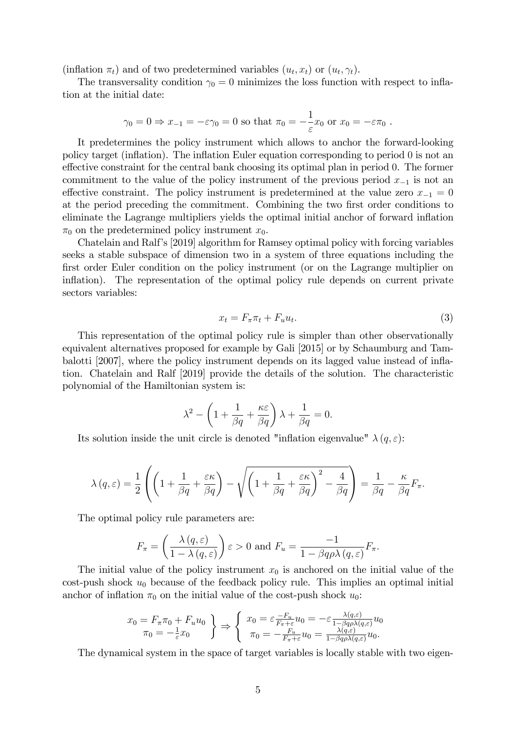(inflation $\pi_t$) and of two predetermined variables $(u_t, x_t)$ or $(u_t, \gamma_t)$.

The transversality condition $\gamma_0 = 0$ minimizes the loss function with respect to inflation at the initial date:

$$\gamma_0 = 0 \Rightarrow x_{-1} = -\varepsilon\gamma_0 = 0 \text{ so that } \pi_0 = -\frac{1}{\varepsilon}x_0 \text{ or } x_0 = -\varepsilon\pi_0 \ .$$

It predetermines the policy instrument which allows to anchor the forward-looking policy target (inflation). The inflation Euler equation corresponding to period 0 is not an effective constraint for the central bank choosing its optimal plan in period 0. The former commitment to the value of the policy instrument of the previous period $x_{-1}$ is not an effective constraint. The policy instrument is predetermined at the value zero $x_{-1} = 0$ at the period preceding the commitment. Combining the two first order conditions to eliminate the Lagrange multipliers yields the optimal initial anchor of forward inflation $\pi_0$ on the predetermined policy instrument $x_0$.

Chatelain and Ralf's [2019] algorithm for Ramsey optimal policy with forcing variables seeks a stable subspace of dimension two in a system of three equations including the first order Euler condition on the policy instrument (or on the Lagrange multiplier on inflation). The representation of the optimal policy rule depends on current private sectors variables:

$$x_t = F_\pi \pi_t + F_u u_t. \tag{3}$$

This representation of the optimal policy rule is simpler than other observationally equivalent alternatives proposed for example by Gali [2015] or by Schaumburg and Tambalotti [2007], where the policy instrument depends on its lagged value instead of inflation. Chatelain and Ralf [2019] provide the details of the solution. The characteristic polynomial of the Hamiltonian system is:

$$\lambda^2 - \left(1 + \frac{1}{\beta q} + \frac{\kappa\varepsilon}{\beta q}\right)\lambda + \frac{1}{\beta q} = 0.$$

Its solution inside the unit circle is denoted "inflation eigenvalue" $\lambda(q, \varepsilon)$:

$$\lambda(q,\varepsilon) = \frac{1}{2}\left(\left(1 + \frac{1}{\beta q} + \frac{\varepsilon\kappa}{\beta q}\right) - \sqrt{\left(1 + \frac{1}{\beta q} + \frac{\varepsilon\kappa}{\beta q}\right)^2 - \frac{4}{\beta q}}\right) = \frac{1}{\beta q} - \frac{\kappa}{\beta q}F_\pi.$$

The optimal policy rule parameters are:

$$F_\pi = \left(\frac{\lambda(q,\varepsilon)}{1 - \lambda(q,\varepsilon)}\right)\varepsilon > 0 \text{ and } F_u = \frac{-1}{1 - \beta q\rho\lambda(q,\varepsilon)}F_\pi.$$

The initial value of the policy instrument $x_0$ is anchored on the initial value of the cost-push shock $u_0$ because of the feedback policy rule. This implies an optimal initial anchor of inflation $\pi_0$ on the initial value of the cost-push shock $u_0$:

$$\left.\begin{array}{c} x_0 = F_\pi \pi_0 + F_u u_0 \\ \pi_0 = -\frac{1}{\varepsilon}x_0 \end{array}\right\} \Rightarrow \left\{\begin{array}{c} x_0 = \varepsilon\frac{-F_u}{F_\pi + \varepsilon}u_0 = -\varepsilon\frac{\lambda(q,\varepsilon)}{1-\beta q\rho\lambda(q,\varepsilon)}u_0 \\ \pi_0 = -\frac{F_u}{F_\pi+\varepsilon}u_0 = \frac{\lambda(q,\varepsilon)}{1-\beta q\rho\lambda(q,\varepsilon)}u_0. \end{array}\right.$$

The dynamical system in the space of target variables is locally stable with two eigen-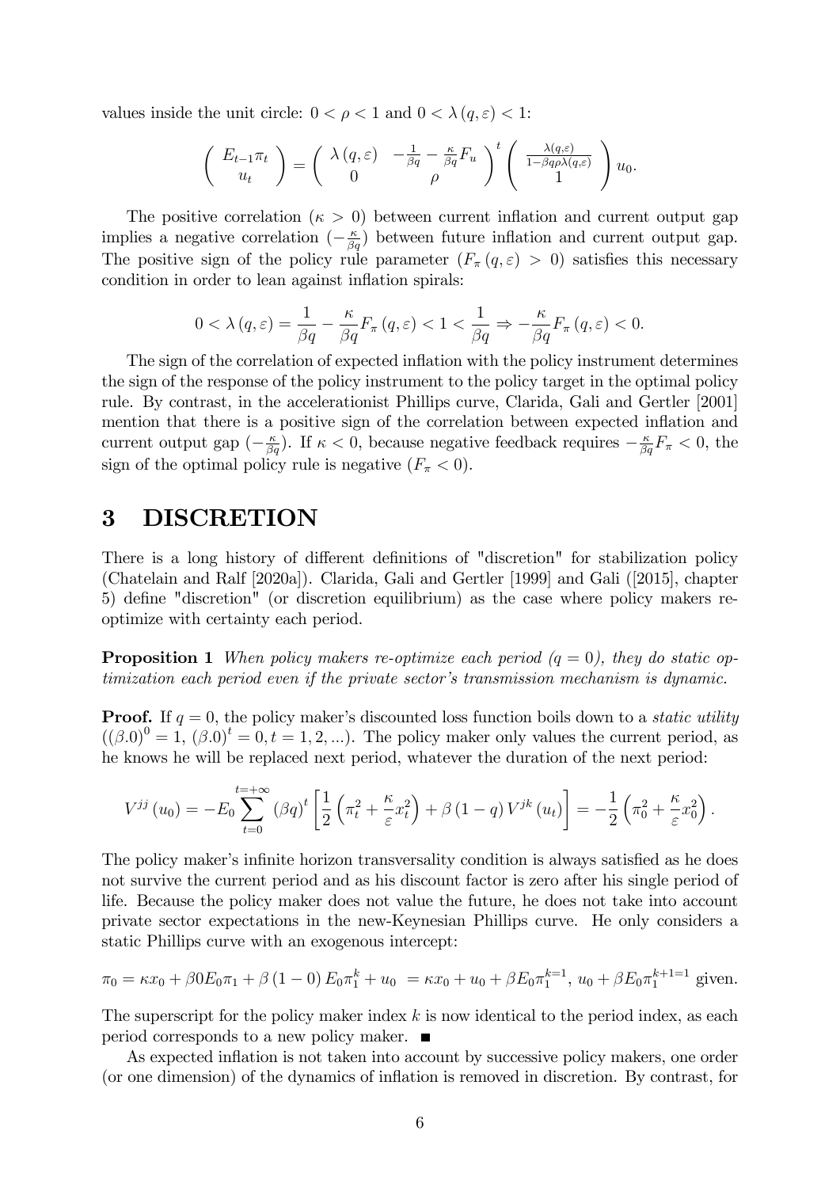values inside the unit circle: $0 < \rho < 1$ and $0 < \lambda(q, \varepsilon) < 1$:

$$\left( \begin{array}{c} E_{t-1}\pi_t \\ u_t \end{array} \right) = \left( \begin{array}{cc} \lambda(q,\varepsilon) & -\frac{1}{\beta q} - \frac{\kappa}{\beta q} F_u \\ 0 & \rho \end{array} \right)^t \left( \begin{array}{c} \frac{\lambda(q,\varepsilon)}{1-\beta q \rho \lambda(q,\varepsilon)} \\ 1 \end{array} \right) u_0.$$

The positive correlation ($\kappa > 0$) between current inflation and current output gap implies a negative correlation ($-\frac{\kappa}{\beta q}$) between future inflation and current output gap. The positive sign of the policy rule parameter ($F_\pi(q,\varepsilon) > 0$) satisfies this necessary condition in order to lean against inflation spirals:

$$0 < \lambda(q,\varepsilon) = \frac{1}{\beta q} - \frac{\kappa}{\beta q} F_\pi(q,\varepsilon) < 1 < \frac{1}{\beta q} \Rightarrow -\frac{\kappa}{\beta q} F_\pi(q,\varepsilon) < 0.$$

The sign of the correlation of expected inflation with the policy instrument determines the sign of the response of the policy instrument to the policy target in the optimal policy rule. By contrast, in the accelerationist Phillips curve, Clarida, Gali and Gertler [2001] mention that there is a positive sign of the correlation between expected inflation and current output gap ($-\frac{\kappa}{\beta q}$). If $\kappa < 0$, because negative feedback requires $-\frac{\kappa}{\beta q} F_\pi < 0$, the sign of the optimal policy rule is negative ($F_\pi < 0$).

# 3 DISCRETION

There is a long history of different definitions of "discretion" for stabilization policy (Chatelain and Ralf [2020a]). Clarida, Gali and Gertler [1999] and Gali ([2015], chapter 5) define "discretion" (or discretion equilibrium) as the case where policy makers re-optimize with certainty each period.

**Proposition 1** *When policy makers re-optimize each period ($q = 0$), they do static optimization each period even if the private sector's transmission mechanism is dynamic.*

**Proof.** If $q = 0$, the policy maker's discounted loss function boils down to a *static utility* ($(\beta.0)^0 = 1$, $(\beta.0)^t = 0, t = 1, 2, ...$). The policy maker only values the current period, as he knows he will be replaced next period, whatever the duration of the next period:

$$V^{jj}(u_0) = -E_0 \sum_{t=0}^{t=+\infty} (\beta q)^t \left[ \frac{1}{2}\left( \pi_t^2 + \frac{\kappa}{\varepsilon} x_t^2 \right) + \beta(1-q) V^{jk}(u_t) \right] = -\frac{1}{2}\left( \pi_0^2 + \frac{\kappa}{\varepsilon} x_0^2 \right).$$

The policy maker's infinite horizon transversality condition is always satisfied as he does not survive the current period and as his discount factor is zero after his single period of life. Because the policy maker does not value the future, he does not take into account private sector expectations in the new-Keynesian Phillips curve. He only considers a static Phillips curve with an exogenous intercept:

$$\pi_0 = \kappa x_0 + \beta 0 E_0 \pi_1 + \beta(1-0) E_0 \pi_1^k + u_0 \ = \kappa x_0 + u_0 + \beta E_0 \pi_1^{k=1},\ u_0 + \beta E_0 \pi_1^{k+1=1} \text{ given.}$$

The superscript for the policy maker index $k$ is now identical to the period index, as each period corresponds to a new policy maker. ■

As expected inflation is not taken into account by successive policy makers, one order (or one dimension) of the dynamics of inflation is removed in discretion. By contrast, for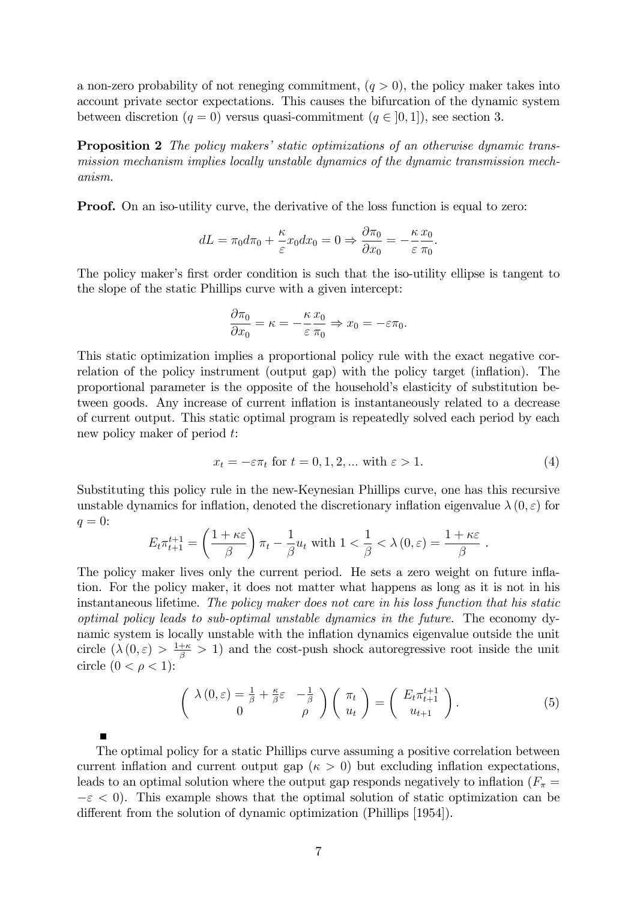a non-zero probability of not reneging commitment, $(q > 0)$, the policy maker takes into account private sector expectations. This causes the bifurcation of the dynamic system between discretion $(q = 0)$ versus quasi-commitment $(q \in ]0, 1])$, see section 3.

**Proposition 2** *The policy makers' static optimizations of an otherwise dynamic transmission mechanism implies locally unstable dynamics of the dynamic transmission mechanism.*

**Proof.** On an iso-utility curve, the derivative of the loss function is equal to zero:

$$dL = \pi_0 d\pi_0 + \frac{\kappa}{\varepsilon} x_0 dx_0 = 0 \Rightarrow \frac{\partial \pi_0}{\partial x_0} = -\frac{\kappa}{\varepsilon} \frac{x_0}{\pi_0}.$$

The policy maker's first order condition is such that the iso-utility ellipse is tangent to the slope of the static Phillips curve with a given intercept:

$$\frac{\partial \pi_0}{\partial x_0} = \kappa = -\frac{\kappa}{\varepsilon} \frac{x_0}{\pi_0} \Rightarrow x_0 = -\varepsilon \pi_0.$$

This static optimization implies a proportional policy rule with the exact negative correlation of the policy instrument (output gap) with the policy target (inflation). The proportional parameter is the opposite of the household's elasticity of substitution between goods. Any increase of current inflation is instantaneously related to a decrease of current output. This static optimal program is repeatedly solved each period by each new policy maker of period $t$:

$$x_t = -\varepsilon \pi_t \text{ for } t = 0, 1, 2, ... \text{ with } \varepsilon > 1. \tag{4}$$

Substituting this policy rule in the new-Keynesian Phillips curve, one has this recursive unstable dynamics for inflation, denoted the discretionary inflation eigenvalue $\lambda(0, \varepsilon)$ for $q = 0$:

$$E_t \pi_{t+1}^{t+1} = \left( \frac{1 + \kappa \varepsilon}{\beta} \right) \pi_t - \frac{1}{\beta} u_t \text{ with } 1 < \frac{1}{\beta} < \lambda(0, \varepsilon) = \frac{1 + \kappa \varepsilon}{\beta}.$$

The policy maker lives only the current period. He sets a zero weight on future inflation. For the policy maker, it does not matter what happens as long as it is not in his instantaneous lifetime. *The policy maker does not care in his loss function that his static optimal policy leads to sub-optimal unstable dynamics in the future.* The economy dynamic system is locally unstable with the inflation dynamics eigenvalue outside the unit circle $(\lambda(0, \varepsilon) > \frac{1+\kappa}{\beta} > 1)$ and the cost-push shock autoregressive root inside the unit circle $(0 < \rho < 1)$:

$$\begin{pmatrix} \lambda(0, \varepsilon) = \frac{1}{\beta} + \frac{\kappa}{\beta} \varepsilon & -\frac{1}{\beta} \\ 0 & \rho \end{pmatrix} \begin{pmatrix} \pi_t \\ u_t \end{pmatrix} = \begin{pmatrix} E_t \pi_{t+1}^{t+1} \\ u_{t+1} \end{pmatrix}. \tag{5}$$

■

The optimal policy for a static Phillips curve assuming a positive correlation between current inflation and current output gap $(\kappa > 0)$ but excluding inflation expectations, leads to an optimal solution where the output gap responds negatively to inflation $(F_\pi = -\varepsilon < 0)$. This example shows that the optimal solution of static optimization can be different from the solution of dynamic optimization (Phillips [1954]).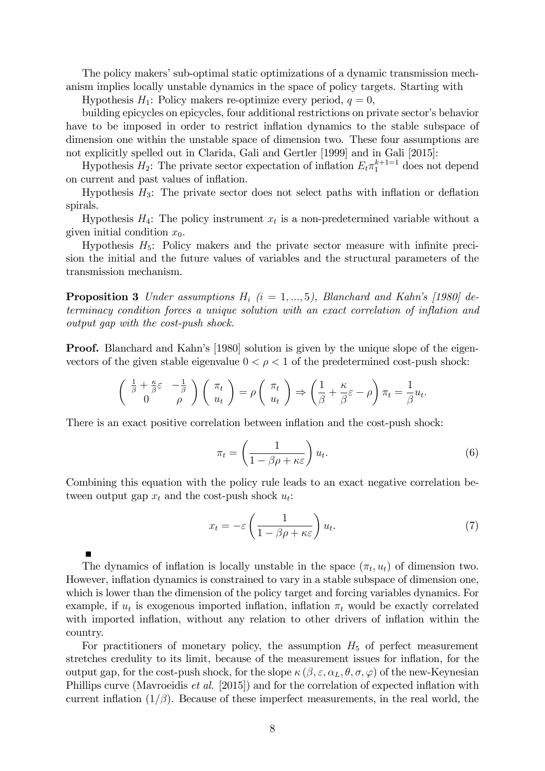The policy makers' sub-optimal static optimizations of a dynamic transmission mechanism implies locally unstable dynamics in the space of policy targets. Starting with

Hypothesis $H_1$: Policy makers re-optimize every period, $q = 0$,

building epicycles on epicycles, four additional restrictions on private sector's behavior have to be imposed in order to restrict inflation dynamics to the stable subspace of dimension one within the unstable space of dimension two. These four assumptions are not explicitly spelled out in Clarida, Gali and Gertler [1999] and in Gali [2015]:

Hypothesis $H_2$: The private sector expectation of inflation $E_t\pi_1^{k+1=1}$ does not depend on current and past values of inflation.

Hypothesis $H_3$: The private sector does not select paths with inflation or deflation spirals.

Hypothesis $H_4$: The policy instrument $x_t$ is a non-predetermined variable without a given initial condition $x_0$.

Hypothesis $H_5$: Policy makers and the private sector measure with infinite precision the initial and the future values of variables and the structural parameters of the transmission mechanism.

**Proposition 3** *Under assumptions $H_i$ ($i = 1, ..., 5$), Blanchard and Kahn's [1980] determinacy condition forces a unique solution with an exact correlation of inflation and output gap with the cost-push shock.*

**Proof.** Blanchard and Kahn's [1980] solution is given by the unique slope of the eigenvectors of the given stable eigenvalue $0 < \rho < 1$ of the predetermined cost-push shock:

$$\begin{pmatrix} \frac{1}{\beta} + \frac{\kappa}{\beta}\varepsilon & -\frac{1}{\beta} \\ 0 & \rho \end{pmatrix} \begin{pmatrix} \pi_t \\ u_t \end{pmatrix} = \rho \begin{pmatrix} \pi_t \\ u_t \end{pmatrix} \Rightarrow \left( \frac{1}{\beta} + \frac{\kappa}{\beta}\varepsilon - \rho \right) \pi_t = \frac{1}{\beta} u_t.$$

There is an exact positive correlation between inflation and the cost-push shock:

$$\pi_t = \left( \frac{1}{1 - \beta\rho + \kappa\varepsilon} \right) u_t. \tag{6}$$

Combining this equation with the policy rule leads to an exact negative correlation between output gap $x_t$ and the cost-push shock $u_t$:

$$x_t = -\varepsilon \left( \frac{1}{1 - \beta\rho + \kappa\varepsilon} \right) u_t. \tag{7}$$

■

The dynamics of inflation is locally unstable in the space $(\pi_t, u_t)$ of dimension two. However, inflation dynamics is constrained to vary in a stable subspace of dimension one, which is lower than the dimension of the policy target and forcing variables dynamics. For example, if $u_t$ is exogenous imported inflation, inflation $\pi_t$ would be exactly correlated with imported inflation, without any relation to other drivers of inflation within the country.

For practitioners of monetary policy, the assumption $H_5$ of perfect measurement stretches credulity to its limit, because of the measurement issues for inflation, for the output gap, for the cost-push shock, for the slope $\kappa(\beta, \varepsilon, \alpha_L, \theta, \sigma, \varphi)$ of the new-Keynesian Phillips curve (Mavroeidis *et al.* [2015]) and for the correlation of expected inflation with current inflation $(1/\beta)$. Because of these imperfect measurements, in the real world, the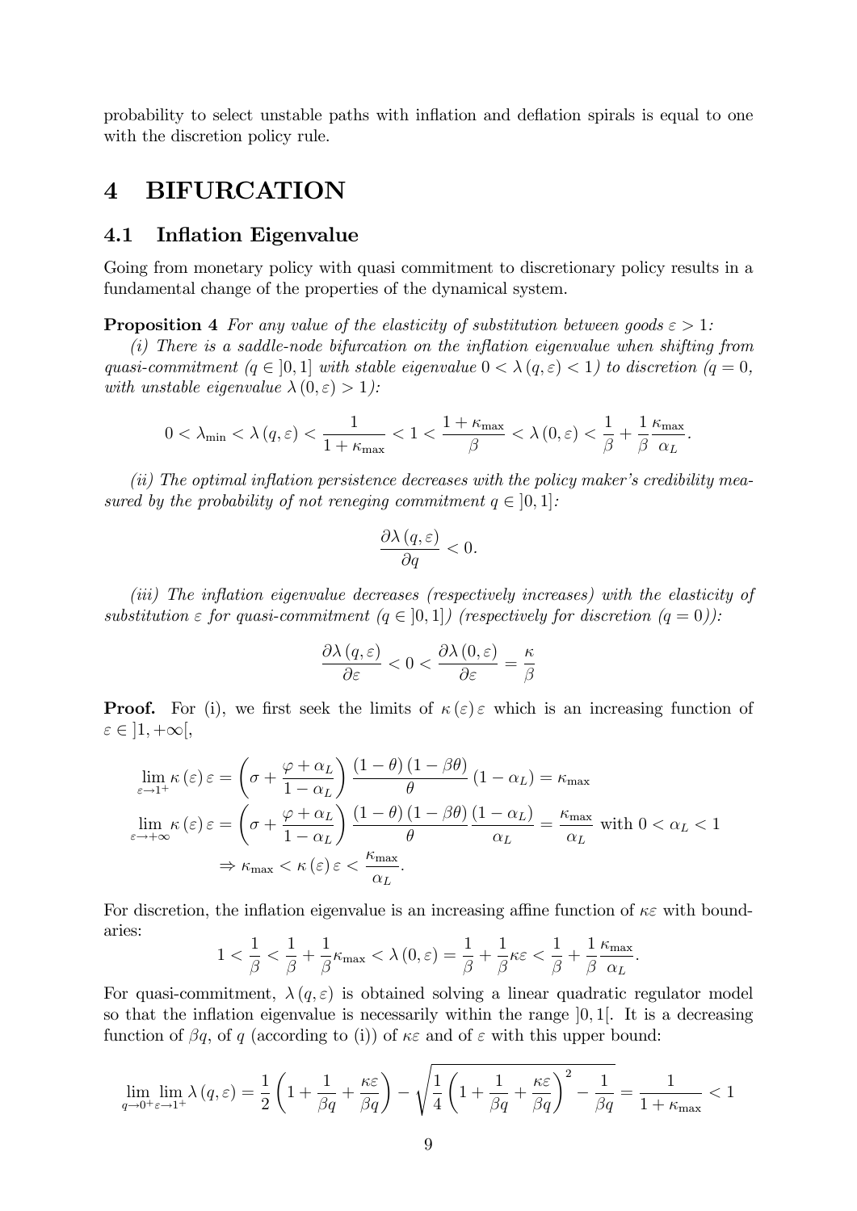probability to select unstable paths with inflation and deflation spirals is equal to one with the discretion policy rule.

# 4 BIFURCATION

## 4.1 Inflation Eigenvalue

Going from monetary policy with quasi commitment to discretionary policy results in a fundamental change of the properties of the dynamical system.

**Proposition 4** *For any value of the elasticity of substitution between goods $\varepsilon > 1$:*

*(i) There is a saddle-node bifurcation on the inflation eigenvalue when shifting from quasi-commitment ($q \in ]0,1]$ with stable eigenvalue $0 < \lambda(q,\varepsilon) < 1$) to discretion ($q = 0$, with unstable eigenvalue $\lambda(0,\varepsilon) > 1$):*

$$0 < \lambda_{\min} < \lambda(q,\varepsilon) < \frac{1}{1+\kappa_{\max}} < 1 < \frac{1+\kappa_{\max}}{\beta} < \lambda(0,\varepsilon) < \frac{1}{\beta} + \frac{1}{\beta}\frac{\kappa_{\max}}{\alpha_L}.$$

*(ii) The optimal inflation persistence decreases with the policy maker's credibility measured by the probability of not reneging commitment $q \in ]0,1]$:*

$$\frac{\partial \lambda(q,\varepsilon)}{\partial q} < 0.$$

*(iii) The inflation eigenvalue decreases (respectively increases) with the elasticity of substitution $\varepsilon$ for quasi-commitment ($q \in ]0,1]$) (respectively for discretion ($q = 0$)):*

$$\frac{\partial \lambda(q,\varepsilon)}{\partial \varepsilon} < 0 < \frac{\partial \lambda(0,\varepsilon)}{\partial \varepsilon} = \frac{\kappa}{\beta}$$

**Proof.** For (i), we first seek the limits of $\kappa(\varepsilon)\varepsilon$ which is an increasing function of $\varepsilon \in ]1,+\infty[$,

$$\begin{aligned}
\lim_{\varepsilon \to 1^+} \kappa(\varepsilon)\varepsilon &= \left(\sigma + \frac{\varphi + \alpha_L}{1-\alpha_L}\right)\frac{(1-\theta)(1-\beta\theta)}{\theta}(1-\alpha_L) = \kappa_{\max} \\
\lim_{\varepsilon \to +\infty} \kappa(\varepsilon)\varepsilon &= \left(\sigma + \frac{\varphi + \alpha_L}{1-\alpha_L}\right)\frac{(1-\theta)(1-\beta\theta)}{\theta}\frac{(1-\alpha_L)}{\alpha_L} = \frac{\kappa_{\max}}{\alpha_L} \text{ with } 0 < \alpha_L < 1 \\
&\Rightarrow \kappa_{\max} < \kappa(\varepsilon)\varepsilon < \frac{\kappa_{\max}}{\alpha_L}.
\end{aligned}$$

For discretion, the inflation eigenvalue is an increasing affine function of $\kappa\varepsilon$ with boundaries:

$$1 < \frac{1}{\beta} < \frac{1}{\beta} + \frac{1}{\beta}\kappa_{\max} < \lambda(0,\varepsilon) = \frac{1}{\beta} + \frac{1}{\beta}\kappa\varepsilon < \frac{1}{\beta} + \frac{1}{\beta}\frac{\kappa_{\max}}{\alpha_L}.$$

For quasi-commitment, $\lambda(q,\varepsilon)$ is obtained solving a linear quadratic regulator model so that the inflation eigenvalue is necessarily within the range $]0,1[$. It is a decreasing function of $\beta q$, of $q$ (according to (i)) of $\kappa\varepsilon$ and of $\varepsilon$ with this upper bound:

$$\lim_{q \to 0^+} \lim_{\varepsilon \to 1^+} \lambda(q,\varepsilon) = \frac{1}{2}\left(1 + \frac{1}{\beta q} + \frac{\kappa\varepsilon}{\beta q}\right) - \sqrt{\frac{1}{4}\left(1 + \frac{1}{\beta q} + \frac{\kappa\varepsilon}{\beta q}\right)^2 - \frac{1}{\beta q}} = \frac{1}{1+\kappa_{\max}} < 1$$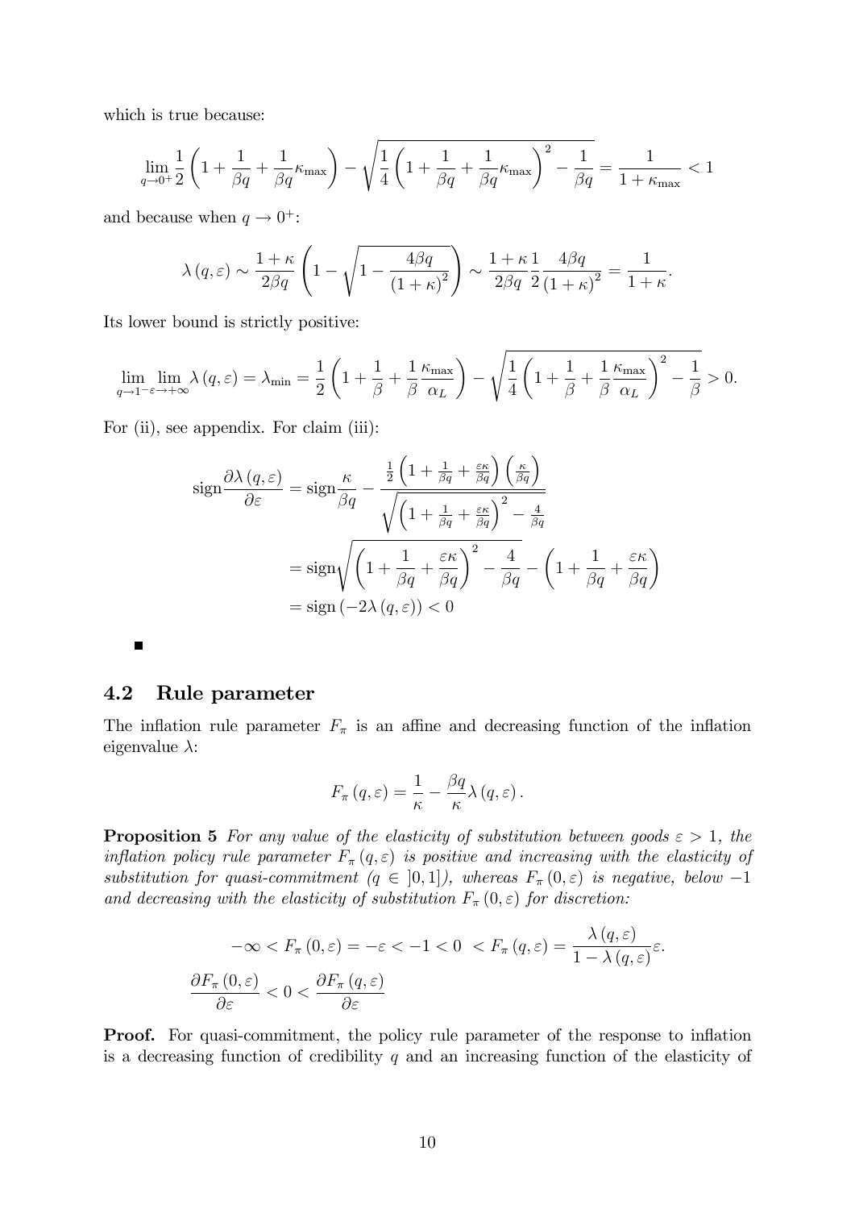which is true because:

$$\lim_{q\to 0^+}\frac{1}{2}\left(1+\frac{1}{\beta q}+\frac{1}{\beta q}\kappa_{\max}\right)-\sqrt{\frac{1}{4}\left(1+\frac{1}{\beta q}+\frac{1}{\beta q}\kappa_{\max}\right)^2-\frac{1}{\beta q}}=\frac{1}{1+\kappa_{\max}}<1$$

and because when $q\to 0^+$:

$$\lambda(q,\varepsilon)\sim\frac{1+\kappa}{2\beta q}\left(1-\sqrt{1-\frac{4\beta q}{(1+\kappa)^2}}\right)\sim\frac{1+\kappa}{2\beta q}\frac{1}{2}\frac{4\beta q}{(1+\kappa)^2}=\frac{1}{1+\kappa}.$$

Its lower bound is strictly positive:

$$\lim_{q\to 1^-}\lim_{\varepsilon\to+\infty}\lambda(q,\varepsilon)=\lambda_{\min}=\frac{1}{2}\left(1+\frac{1}{\beta}+\frac{1}{\beta}\frac{\kappa_{\max}}{\alpha_L}\right)-\sqrt{\frac{1}{4}\left(1+\frac{1}{\beta}+\frac{1}{\beta}\frac{\kappa_{\max}}{\alpha_L}\right)^2-\frac{1}{\beta}}>0.$$

For (ii), see appendix. For claim (iii):

$$\begin{aligned}
\operatorname{sign}\frac{\partial\lambda(q,\varepsilon)}{\partial\varepsilon}&=\operatorname{sign}\frac{\kappa}{\beta q}-\frac{\frac{1}{2}\left(1+\frac{1}{\beta q}+\frac{\varepsilon\kappa}{\beta q}\right)\left(\frac{\kappa}{\beta q}\right)}{\sqrt{\left(1+\frac{1}{\beta q}+\frac{\varepsilon\kappa}{\beta q}\right)^2-\frac{4}{\beta q}}}\\
&=\operatorname{sign}\sqrt{\left(1+\frac{1}{\beta q}+\frac{\varepsilon\kappa}{\beta q}\right)^2-\frac{4}{\beta q}}-\left(1+\frac{1}{\beta q}+\frac{\varepsilon\kappa}{\beta q}\right)\\
&=\operatorname{sign}\left(-2\lambda(q,\varepsilon)\right)<0
\end{aligned}$$

■

## 4.2 Rule parameter

The inflation rule parameter $F_\pi$ is an affine and decreasing function of the inflation eigenvalue $\lambda$:

$$F_\pi(q,\varepsilon)=\frac{1}{\kappa}-\frac{\beta q}{\kappa}\lambda(q,\varepsilon).$$

**Proposition 5** *For any value of the elasticity of substitution between goods $\varepsilon>1$, the inflation policy rule parameter $F_\pi(q,\varepsilon)$ is positive and increasing with the elasticity of substitution for quasi-commitment ($q\in\,]0,1]$), whereas $F_\pi(0,\varepsilon)$ is negative, below $-1$ and decreasing with the elasticity of substitution $F_\pi(0,\varepsilon)$ for discretion:*

$$-\infty<F_\pi(0,\varepsilon)=-\varepsilon<-1<0\;<F_\pi(q,\varepsilon)=\frac{\lambda(q,\varepsilon)}{1-\lambda(q,\varepsilon)}\varepsilon.$$

$$\frac{\partial F_\pi(0,\varepsilon)}{\partial\varepsilon}<0<\frac{\partial F_\pi(q,\varepsilon)}{\partial\varepsilon}$$

**Proof.** For quasi-commitment, the policy rule parameter of the response to inflation is a decreasing function of credibility $q$ and an increasing function of the elasticity of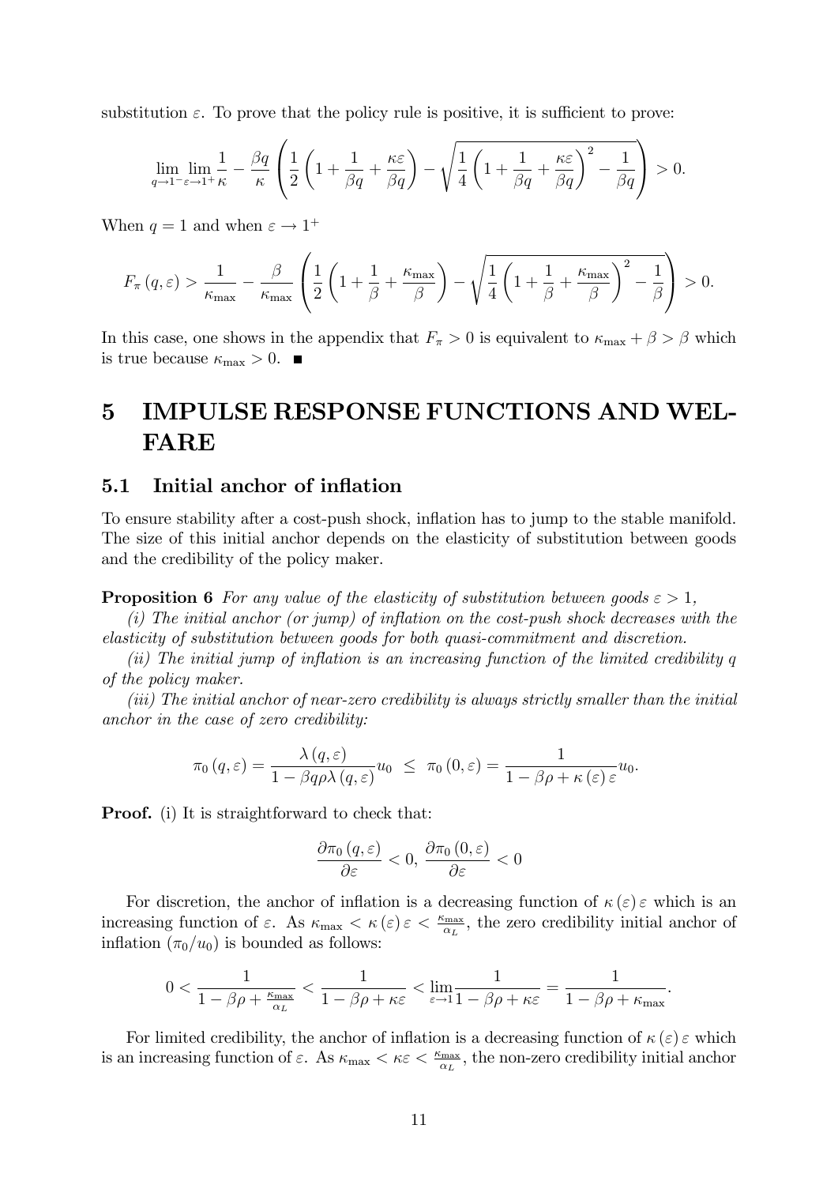substitution $\varepsilon$. To prove that the policy rule is positive, it is sufficient to prove:

$$\lim_{q \to 1^-} \lim_{\varepsilon \to 1^+} \frac{1}{\kappa} - \frac{\beta q}{\kappa} \left( \frac{1}{2} \left( 1 + \frac{1}{\beta q} + \frac{\kappa \varepsilon}{\beta q} \right) - \sqrt{\frac{1}{4} \left( 1 + \frac{1}{\beta q} + \frac{\kappa \varepsilon}{\beta q} \right)^2 - \frac{1}{\beta q}} \right) > 0.$$

When $q = 1$ and when $\varepsilon \to 1^+$

$$F_\pi (q, \varepsilon) > \frac{1}{\kappa_{\max}} - \frac{\beta}{\kappa_{\max}} \left( \frac{1}{2} \left( 1 + \frac{1}{\beta} + \frac{\kappa_{\max}}{\beta} \right) - \sqrt{\frac{1}{4} \left( 1 + \frac{1}{\beta} + \frac{\kappa_{\max}}{\beta} \right)^2 - \frac{1}{\beta}} \right) > 0.$$

In this case, one shows in the appendix that $F_\pi > 0$ is equivalent to $\kappa_{\max} + \beta > \beta$ which is true because $\kappa_{\max} > 0$. ■

# 5 IMPULSE RESPONSE FUNCTIONS AND WELFARE

## 5.1 Initial anchor of inflation

To ensure stability after a cost-push shock, inflation has to jump to the stable manifold. The size of this initial anchor depends on the elasticity of substitution between goods and the credibility of the policy maker.

**Proposition 6** *For any value of the elasticity of substitution between goods $\varepsilon > 1$,*

*(i) The initial anchor (or jump) of inflation on the cost-push shock decreases with the elasticity of substitution between goods for both quasi-commitment and discretion.*

*(ii) The initial jump of inflation is an increasing function of the limited credibility $q$ of the policy maker.*

*(iii) The initial anchor of near-zero credibility is always strictly smaller than the initial anchor in the case of zero credibility:*

$$\pi_0 (q, \varepsilon) = \frac{\lambda (q, \varepsilon)}{1 - \beta q \rho \lambda (q, \varepsilon)} u_0 \;\leq\; \pi_0 (0, \varepsilon) = \frac{1}{1 - \beta \rho + \kappa (\varepsilon) \varepsilon} u_0.$$

**Proof.** (i) It is straightforward to check that:

$$\frac{\partial \pi_0 (q, \varepsilon)}{\partial \varepsilon} < 0, \; \frac{\partial \pi_0 (0, \varepsilon)}{\partial \varepsilon} < 0$$

For discretion, the anchor of inflation is a decreasing function of $\kappa (\varepsilon) \varepsilon$ which is an increasing function of $\varepsilon$. As $\kappa_{\max} < \kappa (\varepsilon) \varepsilon < \frac{\kappa_{\max}}{\alpha_L}$, the zero credibility initial anchor of inflation ($\pi_0 / u_0$) is bounded as follows:

$$0 < \frac{1}{1 - \beta \rho + \frac{\kappa_{\max}}{\alpha_L}} < \frac{1}{1 - \beta \rho + \kappa \varepsilon} < \lim_{\varepsilon \to 1} \frac{1}{1 - \beta \rho + \kappa \varepsilon} = \frac{1}{1 - \beta \rho + \kappa_{\max}}.$$

For limited credibility, the anchor of inflation is a decreasing function of $\kappa (\varepsilon) \varepsilon$ which is an increasing function of $\varepsilon$. As $\kappa_{\max} < \kappa \varepsilon < \frac{\kappa_{\max}}{\alpha_L}$, the non-zero credibility initial anchor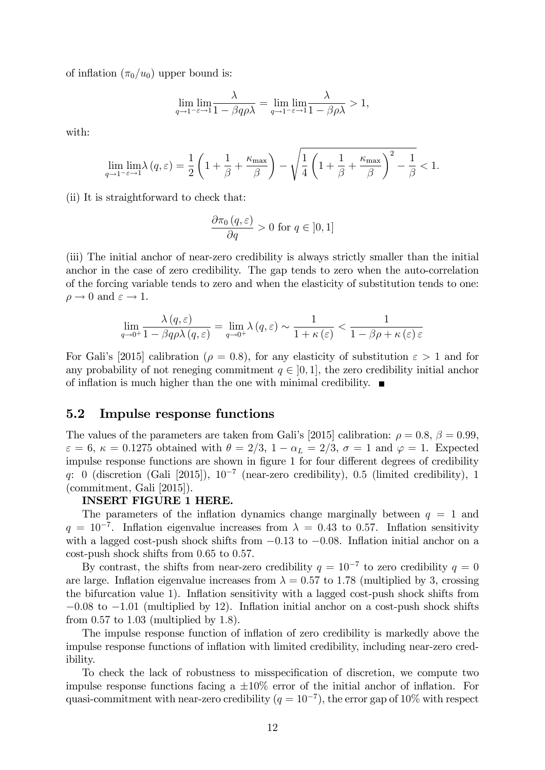of inflation ($\pi_0/u_0$) upper bound is:

$$\lim_{q\to 1^-}\lim_{\varepsilon\to 1}\frac{\lambda}{1-\beta q\rho\lambda} = \lim_{q\to 1^-}\lim_{\varepsilon\to 1}\frac{\lambda}{1-\beta\rho\lambda} > 1,$$

with:

$$\lim_{q\to 1^-}\lim_{\varepsilon\to 1}\lambda(q,\varepsilon) = \frac{1}{2}\left(1+\frac{1}{\beta}+\frac{\kappa_{\max}}{\beta}\right) - \sqrt{\frac{1}{4}\left(1+\frac{1}{\beta}+\frac{\kappa_{\max}}{\beta}\right)^2 - \frac{1}{\beta}} < 1.$$

(ii) It is straightforward to check that:

$$\frac{\partial \pi_0(q,\varepsilon)}{\partial q} > 0 \text{ for } q \in ]0,1]$$

(iii) The initial anchor of near-zero credibility is always strictly smaller than the initial anchor in the case of zero credibility. The gap tends to zero when the auto-correlation of the forcing variable tends to zero and when the elasticity of substitution tends to one: $\rho \to 0$ and $\varepsilon \to 1$.

$$\lim_{q\to 0^+}\frac{\lambda(q,\varepsilon)}{1-\beta q\rho\lambda(q,\varepsilon)} = \lim_{q\to 0^+}\lambda(q,\varepsilon) \sim \frac{1}{1+\kappa(\varepsilon)} < \frac{1}{1-\beta\rho+\kappa(\varepsilon)\varepsilon}$$

For Gali's [2015] calibration ($\rho = 0.8$), for any elasticity of substitution $\varepsilon > 1$ and for any probability of not reneging commitment $q \in ]0,1]$, the zero credibility initial anchor of inflation is much higher than the one with minimal credibility. ■

## 5.2 Impulse response functions

The values of the parameters are taken from Gali's [2015] calibration: $\rho = 0.8$, $\beta = 0.99$, $\varepsilon = 6$, $\kappa = 0.1275$ obtained with $\theta = 2/3$, $1-\alpha_L = 2/3$, $\sigma = 1$ and $\varphi = 1$. Expected impulse response functions are shown in figure 1 for four different degrees of credibility $q$: 0 (discretion (Gali [2015]), $10^{-7}$ (near-zero credibility), 0.5 (limited credibility), 1 (commitment, Gali [2015]).

**INSERT FIGURE 1 HERE.**

The parameters of the inflation dynamics change marginally between $q = 1$ and $q = 10^{-7}$. Inflation eigenvalue increases from $\lambda = 0.43$ to 0.57. Inflation sensitivity with a lagged cost-push shock shifts from $-0.13$ to $-0.08$. Inflation initial anchor on a cost-push shock shifts from 0.65 to 0.57.

By contrast, the shifts from near-zero credibility $q = 10^{-7}$ to zero credibility $q = 0$ are large. Inflation eigenvalue increases from $\lambda = 0.57$ to 1.78 (multiplied by 3, crossing the bifurcation value 1). Inflation sensitivity with a lagged cost-push shock shifts from $-0.08$ to $-1.01$ (multiplied by 12). Inflation initial anchor on a cost-push shock shifts from 0.57 to 1.03 (multiplied by 1.8).

The impulse response function of inflation of zero credibility is markedly above the impulse response functions of inflation with limited credibility, including near-zero credibility.

To check the lack of robustness to misspecification of discretion, we compute two impulse response functions facing a $\pm 10\%$ error of the initial anchor of inflation. For quasi-commitment with near-zero credibility ($q = 10^{-7}$), the error gap of 10% with respect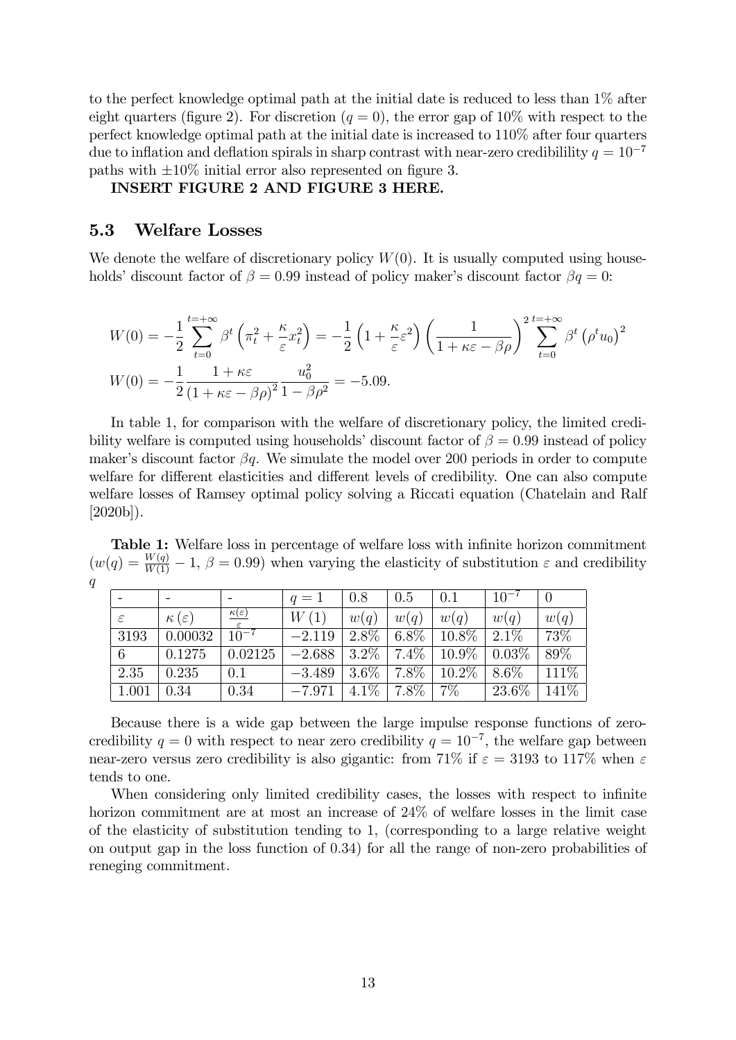to the perfect knowledge optimal path at the initial date is reduced to less than 1% after eight quarters (figure 2). For discretion ($q = 0$), the error gap of 10% with respect to the perfect knowledge optimal path at the initial date is increased to 110% after four quarters due to inflation and deflation spirals in sharp contrast with near-zero credibilility $q = 10^{-7}$ paths with $\pm 10\%$ initial error also represented on figure 3.

**INSERT FIGURE 2 AND FIGURE 3 HERE.**

### 5.3 Welfare Losses

We denote the welfare of discretionary policy $W(0)$. It is usually computed using households' discount factor of $\beta = 0.99$ instead of policy maker's discount factor $\beta q = 0$:

$$W(0) = -\frac{1}{2}\sum_{t=0}^{t=+\infty} \beta^t \left(\pi_t^2 + \frac{\kappa}{\varepsilon} x_t^2\right) = -\frac{1}{2}\left(1 + \frac{\kappa}{\varepsilon}\varepsilon^2\right)\left(\frac{1}{1+\kappa\varepsilon - \beta\rho}\right)^2 \sum_{t=0}^{t=+\infty} \beta^t \left(\rho^t u_0\right)^2$$

$$W(0) = -\frac{1}{2}\frac{1+\kappa\varepsilon}{\left(1+\kappa\varepsilon-\beta\rho\right)^2}\frac{u_0^2}{1-\beta\rho^2} = -5.09.$$

In table 1, for comparison with the welfare of discretionary policy, the limited credibility welfare is computed using households' discount factor of $\beta = 0.99$ instead of policy maker's discount factor $\beta q$. We simulate the model over 200 periods in order to compute welfare for different elasticities and different levels of credibility. One can also compute welfare losses of Ramsey optimal policy solving a Riccati equation (Chatelain and Ralf [2020b]).

**Table 1:** Welfare loss in percentage of welfare loss with infinite horizon commitment ($w(q) = \frac{W(q)}{W(1)} - 1$, $\beta = 0.99$) when varying the elasticity of substitution $\varepsilon$ and credibility $q$

| - | - | - | $q = 1$ | 0.8 | 0.5 | 0.1 | $10^{-7}$ | 0 |
|---|---|---|---|---|---|---|---|---|
| $\varepsilon$ | $\kappa(\varepsilon)$ | $\frac{\kappa(\varepsilon)}{\varepsilon}$ | $W(1)$ | $w(q)$ | $w(q)$ | $w(q)$ | $w(q)$ | $w(q)$ |
| 3193 | 0.00032 | $10^{-7}$ | $-2.119$ | 2.8% | 6.8% | 10.8% | 2.1% | 73% |
| 6 | 0.1275 | 0.02125 | $-2.688$ | 3.2% | 7.4% | 10.9% | 0.03% | 89% |
| 2.35 | 0.235 | 0.1 | $-3.489$ | 3.6% | 7.8% | 10.2% | 8.6% | 111% |
| 1.001 | 0.34 | 0.34 | $-7.971$ | 4.1% | 7.8% | 7% | 23.6% | 141% |

Because there is a wide gap between the large impulse response functions of zero-credibility $q = 0$ with respect to near zero credibility $q = 10^{-7}$, the welfare gap between near-zero versus zero credibility is also gigantic: from 71% if $\varepsilon = 3193$ to 117% when $\varepsilon$ tends to one.

When considering only limited credibility cases, the losses with respect to infinite horizon commitment are at most an increase of 24% of welfare losses in the limit case of the elasticity of substitution tending to 1, (corresponding to a large relative weight on output gap in the loss function of 0.34) for all the range of non-zero probabilities of reneging commitment.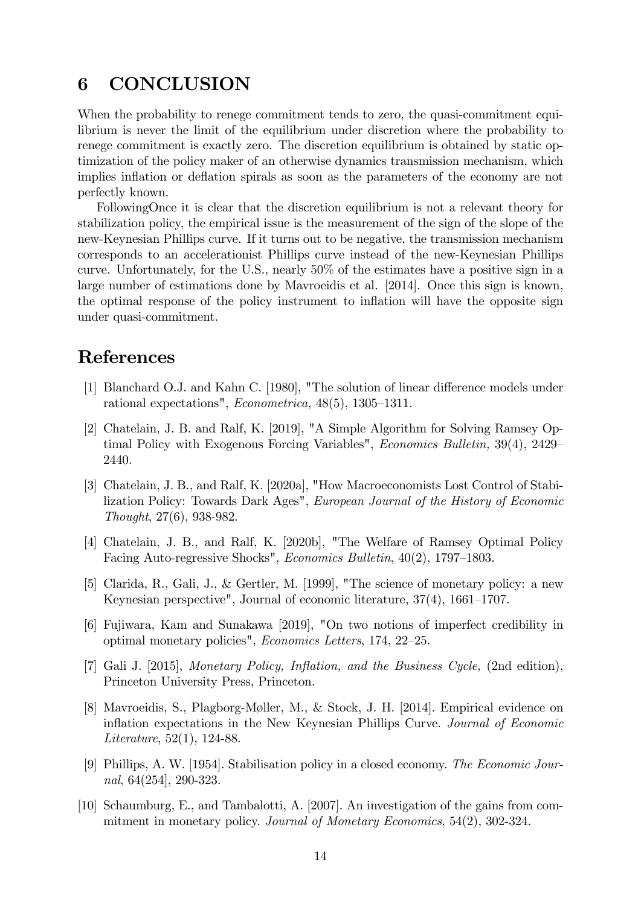# 6 CONCLUSION

When the probability to renege commitment tends to zero, the quasi-commitment equilibrium is never the limit of the equilibrium under discretion where the probability to renege commitment is exactly zero. The discretion equilibrium is obtained by static optimization of the policy maker of an otherwise dynamics transmission mechanism, which implies inflation or deflation spirals as soon as the parameters of the economy are not perfectly known.

FollowingOnce it is clear that the discretion equilibrium is not a relevant theory for stabilization policy, the empirical issue is the measurement of the sign of the slope of the new-Keynesian Phillips curve. If it turns out to be negative, the transmission mechanism corresponds to an accelerationist Phillips curve instead of the new-Keynesian Phillips curve. Unfortunately, for the U.S., nearly 50% of the estimates have a positive sign in a large number of estimations done by Mavroeidis et al. [2014]. Once this sign is known, the optimal response of the policy instrument to inflation will have the opposite sign under quasi-commitment.

# References

[1] Blanchard O.J. and Kahn C. [1980], "The solution of linear difference models under rational expectations", *Econometrica,* 48(5), 1305–1311.

[2] Chatelain, J. B. and Ralf, K. [2019], "A Simple Algorithm for Solving Ramsey Optimal Policy with Exogenous Forcing Variables", *Economics Bulletin,* 39(4), 2429–2440.

[3] Chatelain, J. B., and Ralf, K. [2020a], "How Macroeconomists Lost Control of Stabilization Policy: Towards Dark Ages", *European Journal of the History of Economic Thought*, 27(6), 938-982.

[4] Chatelain, J. B., and Ralf, K. [2020b], "The Welfare of Ramsey Optimal Policy Facing Auto-regressive Shocks", *Economics Bulletin*, 40(2), 1797–1803.

[5] Clarida, R., Gali, J., & Gertler, M. [1999], "The science of monetary policy: a new Keynesian perspective", Journal of economic literature, 37(4), 1661–1707.

[6] Fujiwara, Kam and Sunakawa [2019], "On two notions of imperfect credibility in optimal monetary policies", *Economics Letters*, 174, 22–25.

[7] Gali J. [2015], *Monetary Policy, Inflation, and the Business Cycle,* (2nd edition), Princeton University Press, Princeton.

[8] Mavroeidis, S., Plagborg-Møller, M., & Stock, J. H. [2014]. Empirical evidence on inflation expectations in the New Keynesian Phillips Curve. *Journal of Economic Literature*, 52(1), 124-88.

[9] Phillips, A. W. [1954]. Stabilisation policy in a closed economy. *The Economic Journal*, 64(254], 290-323.

[10] Schaumburg, E., and Tambalotti, A. [2007]. An investigation of the gains from commitment in monetary policy. *Journal of Monetary Economics*, 54(2), 302-324.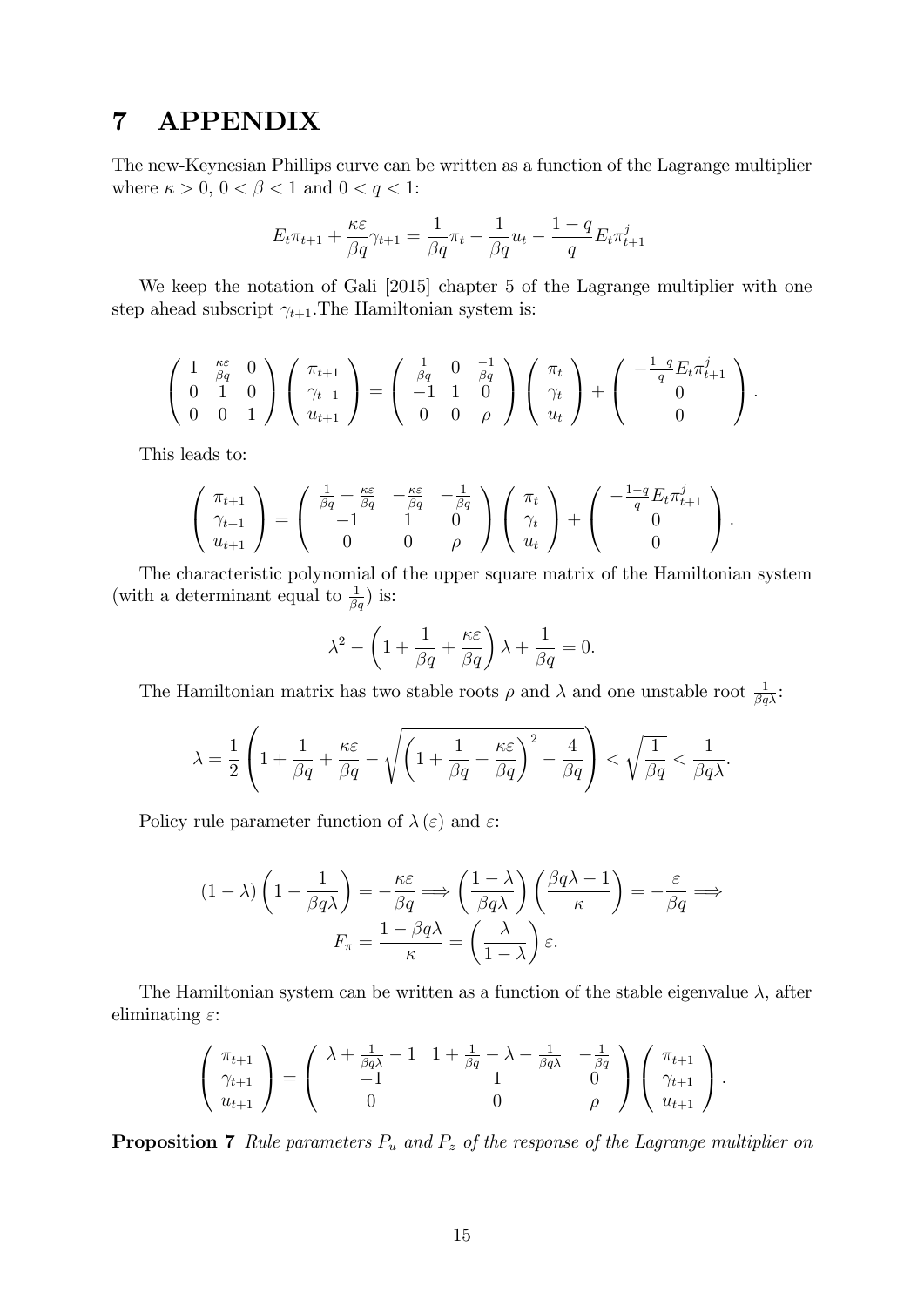# 7 APPENDIX

The new-Keynesian Phillips curve can be written as a function of the Lagrange multiplier where $\kappa > 0$, $0 < \beta < 1$ and $0 < q < 1$:

$$E_t \pi_{t+1} + \frac{\kappa \varepsilon}{\beta q} \gamma_{t+1} = \frac{1}{\beta q} \pi_t - \frac{1}{\beta q} u_t - \frac{1-q}{q} E_t \pi_{t+1}^j$$

We keep the notation of Gali [2015] chapter 5 of the Lagrange multiplier with one step ahead subscript $\gamma_{t+1}$.The Hamiltonian system is:

$$\begin{pmatrix} 1 & \frac{\kappa\varepsilon}{\beta q} & 0 \\ 0 & 1 & 0 \\ 0 & 0 & 1 \end{pmatrix} \begin{pmatrix} \pi_{t+1} \\ \gamma_{t+1} \\ u_{t+1} \end{pmatrix} = \begin{pmatrix} \frac{1}{\beta q} & 0 & \frac{-1}{\beta q} \\ -1 & 1 & 0 \\ 0 & 0 & \rho \end{pmatrix} \begin{pmatrix} \pi_t \\ \gamma_t \\ u_t \end{pmatrix} + \begin{pmatrix} -\frac{1-q}{q} E_t \pi_{t+1}^j \\ 0 \\ 0 \end{pmatrix}.$$

This leads to:

$$\begin{pmatrix} \pi_{t+1} \\ \gamma_{t+1} \\ u_{t+1} \end{pmatrix} = \begin{pmatrix} \frac{1}{\beta q} + \frac{\kappa\varepsilon}{\beta q} & -\frac{\kappa\varepsilon}{\beta q} & -\frac{1}{\beta q} \\ -1 & 1 & 0 \\ 0 & 0 & \rho \end{pmatrix} \begin{pmatrix} \pi_t \\ \gamma_t \\ u_t \end{pmatrix} + \begin{pmatrix} -\frac{1-q}{q} E_t \pi_{t+1}^j \\ 0 \\ 0 \end{pmatrix}.$$

The characteristic polynomial of the upper square matrix of the Hamiltonian system (with a determinant equal to $\frac{1}{\beta q}$) is:

$$\lambda^2 - \left(1 + \frac{1}{\beta q} + \frac{\kappa\varepsilon}{\beta q}\right)\lambda + \frac{1}{\beta q} = 0.$$

The Hamiltonian matrix has two stable roots $\rho$ and $\lambda$ and one unstable root $\frac{1}{\beta q \lambda}$:

$$\lambda = \frac{1}{2}\left(1 + \frac{1}{\beta q} + \frac{\kappa\varepsilon}{\beta q} - \sqrt{\left(1 + \frac{1}{\beta q} + \frac{\kappa\varepsilon}{\beta q}\right)^2 - \frac{4}{\beta q}}\right) < \sqrt{\frac{1}{\beta q}} < \frac{1}{\beta q \lambda}.$$

Policy rule parameter function of $\lambda(\varepsilon)$ and $\varepsilon$:

$$(1-\lambda)\left(1 - \frac{1}{\beta q \lambda}\right) = -\frac{\kappa\varepsilon}{\beta q} \Longrightarrow \left(\frac{1-\lambda}{\beta q \lambda}\right)\left(\frac{\beta q \lambda - 1}{\kappa}\right) = -\frac{\varepsilon}{\beta q} \Longrightarrow$$
$$F_\pi = \frac{1 - \beta q \lambda}{\kappa} = \left(\frac{\lambda}{1-\lambda}\right)\varepsilon.$$

The Hamiltonian system can be written as a function of the stable eigenvalue $\lambda$, after eliminating $\varepsilon$:

$$\begin{pmatrix} \pi_{t+1} \\ \gamma_{t+1} \\ u_{t+1} \end{pmatrix} = \begin{pmatrix} \lambda + \frac{1}{\beta q \lambda} - 1 & 1 + \frac{1}{\beta q} - \lambda - \frac{1}{\beta q \lambda} & -\frac{1}{\beta q} \\ -1 & 1 & 0 \\ 0 & 0 & \rho \end{pmatrix} \begin{pmatrix} \pi_{t+1} \\ \gamma_{t+1} \\ u_{t+1} \end{pmatrix}.$$

**Proposition 7** *Rule parameters $P_u$ and $P_z$ of the response of the Lagrange multiplier on*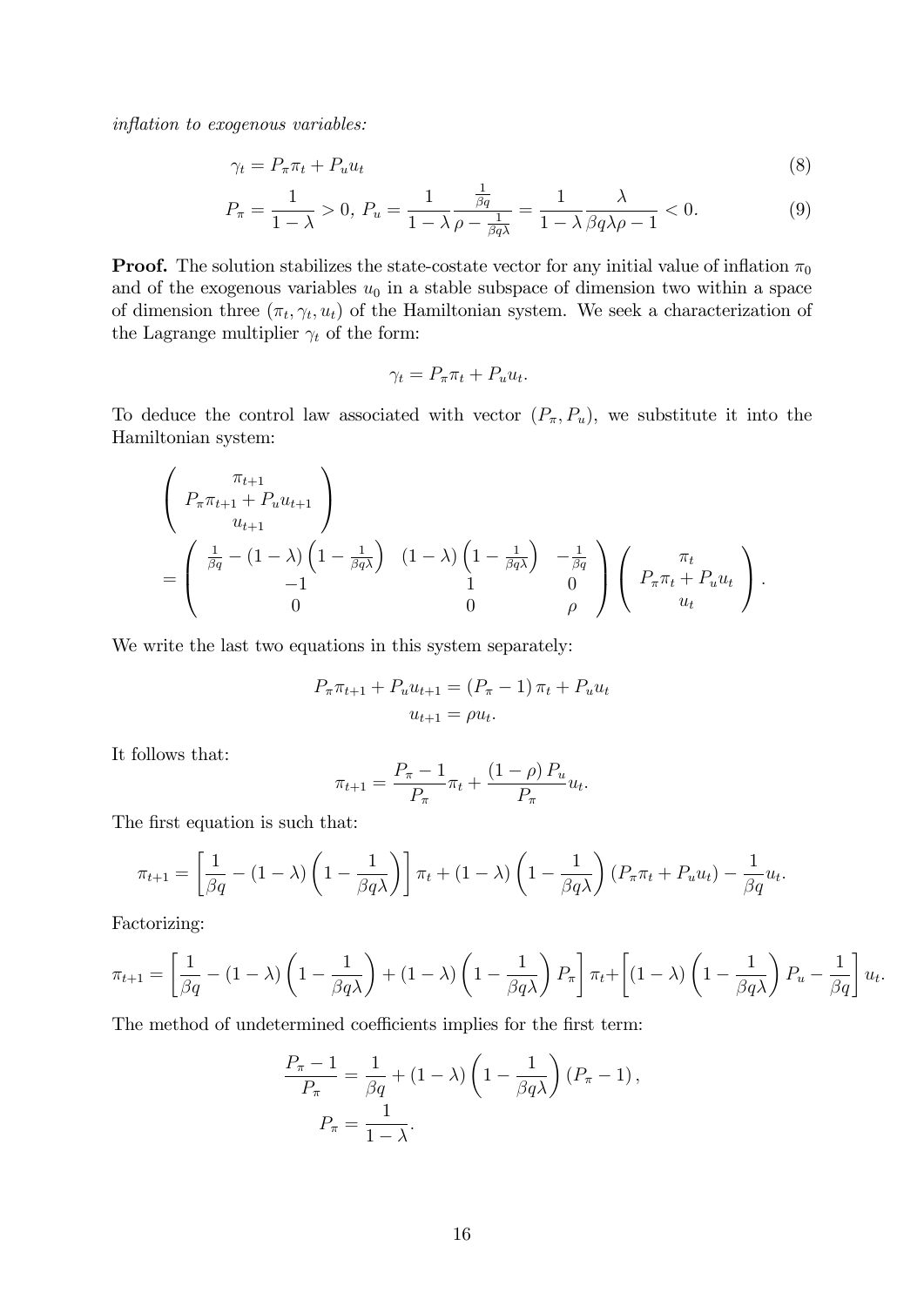*inflation to exogenous variables:*

$$\gamma_t = P_\pi \pi_t + P_u u_t \tag{8}$$

$$P_\pi = \frac{1}{1-\lambda} > 0,\; P_u = \frac{1}{1-\lambda}\frac{\frac{1}{\beta q}}{\rho - \frac{1}{\beta q \lambda}} = \frac{1}{1-\lambda}\frac{\lambda}{\beta q \lambda \rho - 1} < 0. \tag{9}$$

**Proof.** The solution stabilizes the state-costate vector for any initial value of inflation $\pi_0$ and of the exogenous variables $u_0$ in a stable subspace of dimension two within a space of dimension three $(\pi_t, \gamma_t, u_t)$ of the Hamiltonian system. We seek a characterization of the Lagrange multiplier $\gamma_t$ of the form:

$$\gamma_t = P_\pi \pi_t + P_u u_t.$$

To deduce the control law associated with vector $(P_\pi, P_u)$, we substitute it into the Hamiltonian system:

$$\begin{pmatrix} \pi_{t+1} \\ P_\pi \pi_{t+1} + P_u u_{t+1} \\ u_{t+1} \end{pmatrix} = \begin{pmatrix} \frac{1}{\beta q} - (1-\lambda)\left(1 - \frac{1}{\beta q \lambda}\right) & (1-\lambda)\left(1 - \frac{1}{\beta q \lambda}\right) & -\frac{1}{\beta q} \\ -1 & 1 & 0 \\ 0 & 0 & \rho \end{pmatrix} \begin{pmatrix} \pi_t \\ P_\pi \pi_t + P_u u_t \\ u_t \end{pmatrix}.$$

We write the last two equations in this system separately:

$$P_\pi \pi_{t+1} + P_u u_{t+1} = (P_\pi - 1)\pi_t + P_u u_t$$
$$u_{t+1} = \rho u_t.$$

It follows that:

$$\pi_{t+1} = \frac{P_\pi - 1}{P_\pi}\pi_t + \frac{(1-\rho) P_u}{P_\pi} u_t.$$

The first equation is such that:

$$\pi_{t+1} = \left[\frac{1}{\beta q} - (1-\lambda)\left(1 - \frac{1}{\beta q \lambda}\right)\right]\pi_t + (1-\lambda)\left(1 - \frac{1}{\beta q \lambda}\right)(P_\pi \pi_t + P_u u_t) - \frac{1}{\beta q} u_t.$$

Factorizing:

$$\pi_{t+1} = \left[\frac{1}{\beta q} - (1-\lambda)\left(1 - \frac{1}{\beta q \lambda}\right) + (1-\lambda)\left(1 - \frac{1}{\beta q \lambda}\right) P_\pi\right]\pi_t + \left[(1-\lambda)\left(1 - \frac{1}{\beta q \lambda}\right) P_u - \frac{1}{\beta q}\right] u_t.$$

The method of undetermined coefficients implies for the first term:

$$\frac{P_\pi - 1}{P_\pi} = \frac{1}{\beta q} + (1-\lambda)\left(1 - \frac{1}{\beta q \lambda}\right)(P_\pi - 1),$$
$$P_\pi = \frac{1}{1-\lambda}.$$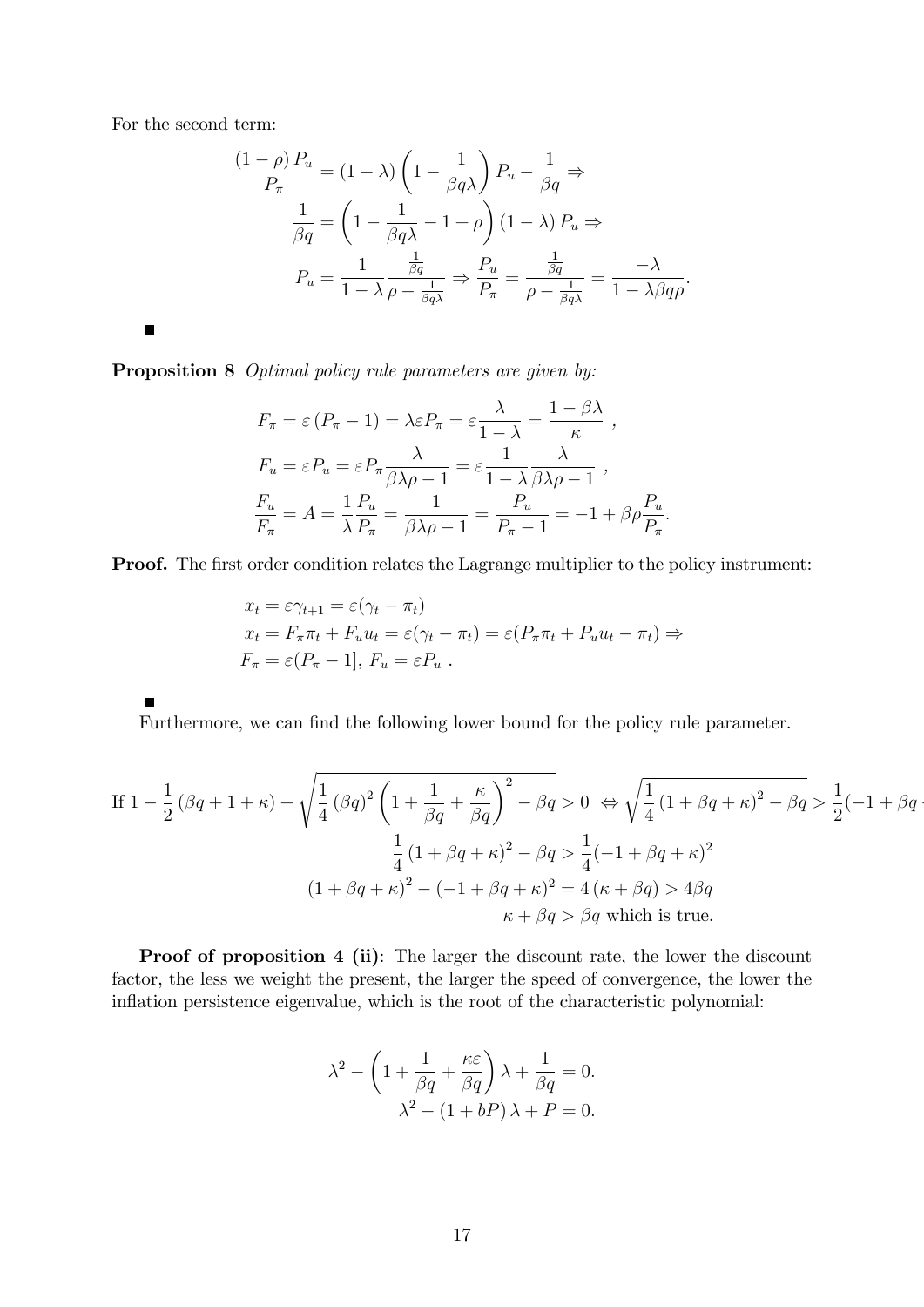For the second term:

$$
\begin{aligned}
\frac{(1-\rho)\,P_u}{P_\pi} &= (1-\lambda)\left(1-\frac{1}{\beta q\lambda}\right)P_u - \frac{1}{\beta q} \Rightarrow \\
\frac{1}{\beta q} &= \left(1-\frac{1}{\beta q\lambda}-1+\rho\right)(1-\lambda)\,P_u \Rightarrow \\
P_u &= \frac{1}{1-\lambda}\frac{\frac{1}{\beta q}}{\rho-\frac{1}{\beta q\lambda}} \Rightarrow \frac{P_u}{P_\pi} = \frac{\frac{1}{\beta q}}{\rho-\frac{1}{\beta q\lambda}} = \frac{-\lambda}{1-\lambda\beta q\rho}.
\end{aligned}
$$

■

**Proposition 8** *Optimal policy rule parameters are given by:*

$$
\begin{aligned}
F_\pi &= \varepsilon\left(P_\pi - 1\right) = \lambda\varepsilon P_\pi = \varepsilon\frac{\lambda}{1-\lambda} = \frac{1-\beta\lambda}{\kappa}\ , \\
F_u &= \varepsilon P_u = \varepsilon P_\pi \frac{\lambda}{\beta\lambda\rho - 1} = \varepsilon\frac{1}{1-\lambda}\frac{\lambda}{\beta\lambda\rho-1}\ , \\
\frac{F_u}{F_\pi} &= A = \frac{1}{\lambda}\frac{P_u}{P_\pi} = \frac{1}{\beta\lambda\rho-1} = \frac{P_u}{P_\pi - 1} = -1+\beta\rho\frac{P_u}{P_\pi}.
\end{aligned}
$$

**Proof.** The first order condition relates the Lagrange multiplier to the policy instrument:

$$
\begin{aligned}
&x_t = \varepsilon\gamma_{t+1} = \varepsilon(\gamma_t - \pi_t) \\
&x_t = F_\pi\pi_t + F_u u_t = \varepsilon(\gamma_t - \pi_t) = \varepsilon(P_\pi\pi_t + P_u u_t - \pi_t) \Rightarrow \\
&F_\pi = \varepsilon(P_\pi - 1],\ F_u = \varepsilon P_u\ .
\end{aligned}
$$

■

Furthermore, we can find the following lower bound for the policy rule parameter.

$$
\begin{aligned}
\text{If } 1-\frac{1}{2}\left(\beta q+1+\kappa\right)+\sqrt{\frac{1}{4}\left(\beta q\right)^2\left(1+\frac{1}{\beta q}+\frac{\kappa}{\beta q}\right)^2-\beta q} > 0 \ &\Leftrightarrow \sqrt{\frac{1}{4}\left(1+\beta q+\kappa\right)^2-\beta q} > \frac{1}{2}(-1+\beta q+\kappa) \\
\frac{1}{4}\left(1+\beta q+\kappa\right)^2-\beta q &> \frac{1}{4}(-1+\beta q+\kappa)^2 \\
\left(1+\beta q+\kappa\right)^2-\left(-1+\beta q+\kappa\right)^2 = 4\left(\kappa+\beta q\right) &> 4\beta q \\
\kappa+\beta q &> \beta q \text{ which is true.}
\end{aligned}
$$

**Proof of proposition 4 (ii)**: The larger the discount rate, the lower the discount factor, the less we weight the present, the larger the speed of convergence, the lower the inflation persistence eigenvalue, which is the root of the characteristic polynomial:

$$
\begin{aligned}
\lambda^2 - \left(1+\frac{1}{\beta q}+\frac{\kappa\varepsilon}{\beta q}\right)\lambda + \frac{1}{\beta q} &= 0. \\
\lambda^2 - \left(1+bP\right)\lambda + P &= 0.
\end{aligned}
$$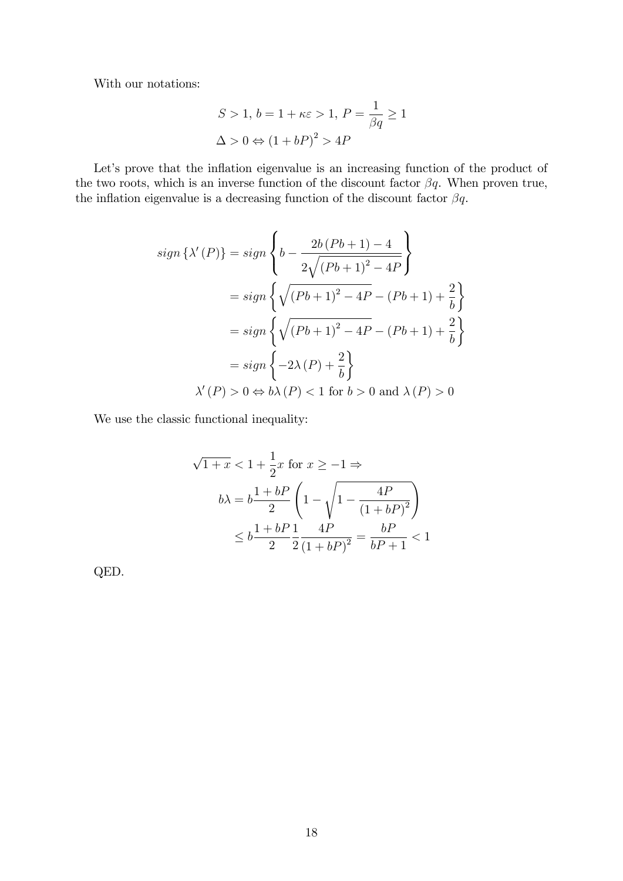With our notations:

$$S > 1,\ b = 1 + \kappa\varepsilon > 1,\ P = \frac{1}{\beta q} \geq 1$$

$$\Delta > 0 \Leftrightarrow (1 + bP)^2 > 4P$$

Let's prove that the inflation eigenvalue is an increasing function of the product of the two roots, which is an inverse function of the discount factor $\beta q$. When proven true, the inflation eigenvalue is a decreasing function of the discount factor $\beta q$.

$$\begin{aligned}
sign\left\{\lambda'(P)\right\} &= sign\left\{ b - \frac{2b(Pb+1) - 4}{2\sqrt{(Pb+1)^2 - 4P}} \right\} \\
&= sign\left\{ \sqrt{(Pb+1)^2 - 4P} - (Pb+1) + \frac{2}{b} \right\} \\
&= sign\left\{ \sqrt{(Pb+1)^2 - 4P} - (Pb+1) + \frac{2}{b} \right\} \\
&= sign\left\{ -2\lambda(P) + \frac{2}{b} \right\} \\
\lambda'(P) > 0 &\Leftrightarrow b\lambda(P) < 1 \text{ for } b > 0 \text{ and } \lambda(P) > 0
\end{aligned}$$

We use the classic functional inequality:

$$\begin{aligned}
\sqrt{1+x} &< 1 + \frac{1}{2}x \text{ for } x \geq -1 \Rightarrow \\
b\lambda &= b\frac{1+bP}{2}\left(1 - \sqrt{1 - \frac{4P}{(1+bP)^2}}\right) \\
&\leq b\frac{1+bP}{2}\frac{1}{2}\frac{4P}{(1+bP)^2} = \frac{bP}{bP+1} < 1
\end{aligned}$$

QED.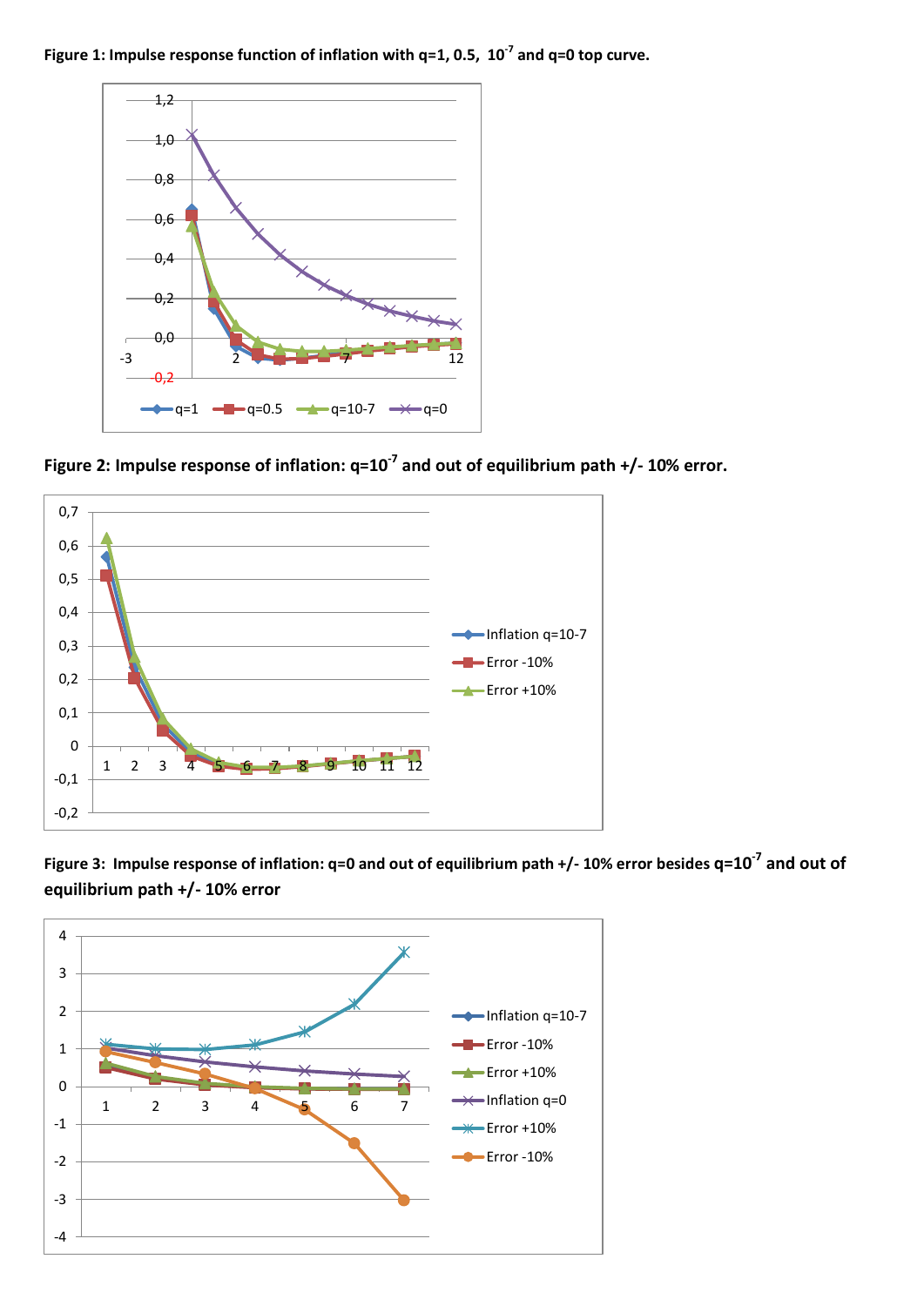**Figure 1: Impulse response function of inflation with q=1, 0.5, $10^{-7}$ and q=0 top curve.**

1,2
1,0
0,8
0,6
0,4
0,2
0,0
-0,2
-3
2
7
12

q=1 q=0.5 q=10-7 q=0

**Figure 2: Impulse response of inflation: q=$10^{-7}$ and out of equilibrium path +/- 10% error.**

0,7
0,6
0,5
0,4
0,3
0,2
0,1
0
-0,1
-0,2
1 2 3 4 5 6 7 8 9 10 11 12

Inflation q=10-7
Error -10%
Error +10%

**Figure 3: Impulse response of inflation: q=0 and out of equilibrium path +/- 10% error besides q=$10^{-7}$ and out of equilibrium path +/- 10% error**

4
3
2
1
0
-1
-2
-3
-4
1 2 3 4 5 6 7

Inflation q=10-7
Error -10%
Error +10%
Inflation q=0
Error +10%
Error -10%